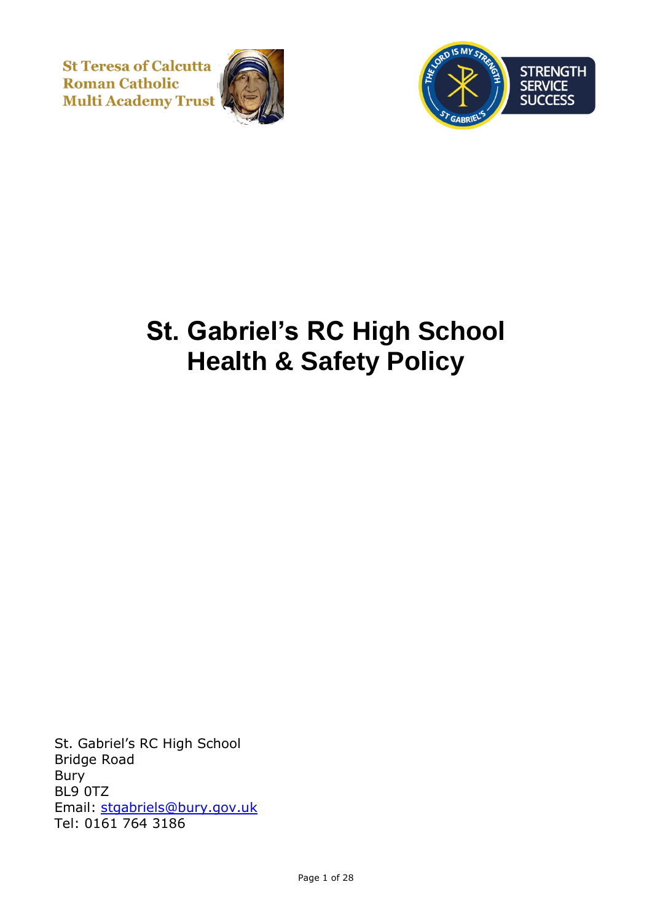St Teresa of Calcutta
Roman Catholic
Multi Academy Trust

STRENGTH
SERVICE
SUCCESS

# St. Gabriel's RC High School
# Health & Safety Policy

St. Gabriel's RC High School
Bridge Road
Bury
BL9 0TZ
Email: stgabriels@bury.gov.uk
Tel: 0161 764 3186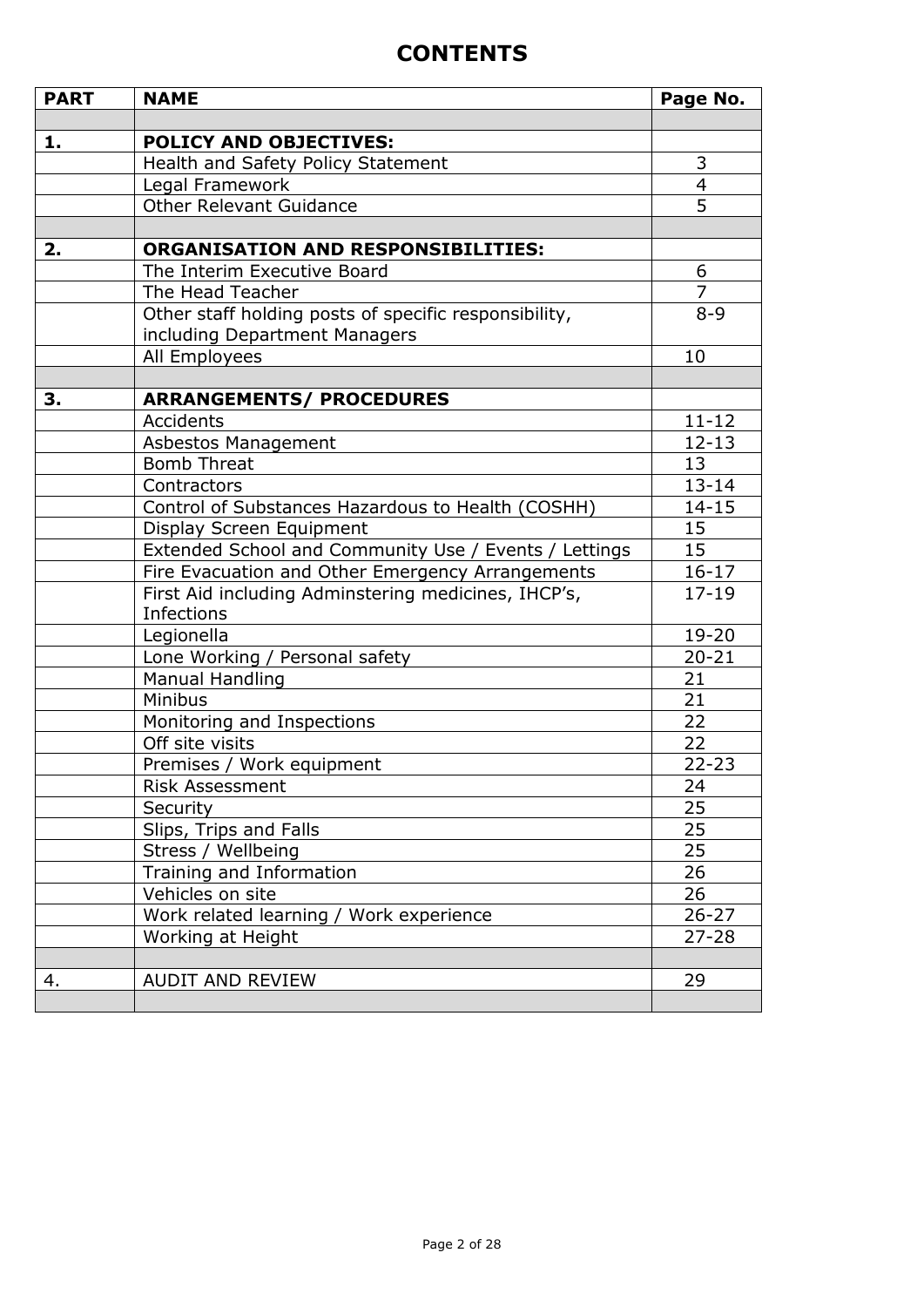# CONTENTS

| PART | NAME | Page No. |
|---|---|---|
| | | |
| **1.** | **POLICY AND OBJECTIVES:** | |
| | Health and Safety Policy Statement | 3 |
| | Legal Framework | 4 |
| | Other Relevant Guidance | 5 |
| | | |
| **2.** | **ORGANISATION AND RESPONSIBILITIES:** | |
| | The Interim Executive Board | 6 |
| | The Head Teacher | 7 |
| | Other staff holding posts of specific responsibility, including Department Managers | 8-9 |
| | All Employees | 10 |
| | | |
| **3.** | **ARRANGEMENTS/ PROCEDURES** | |
| | Accidents | 11-12 |
| | Asbestos Management | 12-13 |
| | Bomb Threat | 13 |
| | Contractors | 13-14 |
| | Control of Substances Hazardous to Health (COSHH) | 14-15 |
| | Display Screen Equipment | 15 |
| | Extended School and Community Use / Events / Lettings | 15 |
| | Fire Evacuation and Other Emergency Arrangements | 16-17 |
| | First Aid including Adminstering medicines, IHCP's, Infections | 17-19 |
| | Legionella | 19-20 |
| | Lone Working / Personal safety | 20-21 |
| | Manual Handling | 21 |
| | Minibus | 21 |
| | Monitoring and Inspections | 22 |
| | Off site visits | 22 |
| | Premises / Work equipment | 22-23 |
| | Risk Assessment | 24 |
| | Security | 25 |
| | Slips, Trips and Falls | 25 |
| | Stress / Wellbeing | 25 |
| | Training and Information | 26 |
| | Vehicles on site | 26 |
| | Work related learning / Work experience | 26-27 |
| | Working at Height | 27-28 |
| | | |
| 4. | AUDIT AND REVIEW | 29 |
| | | |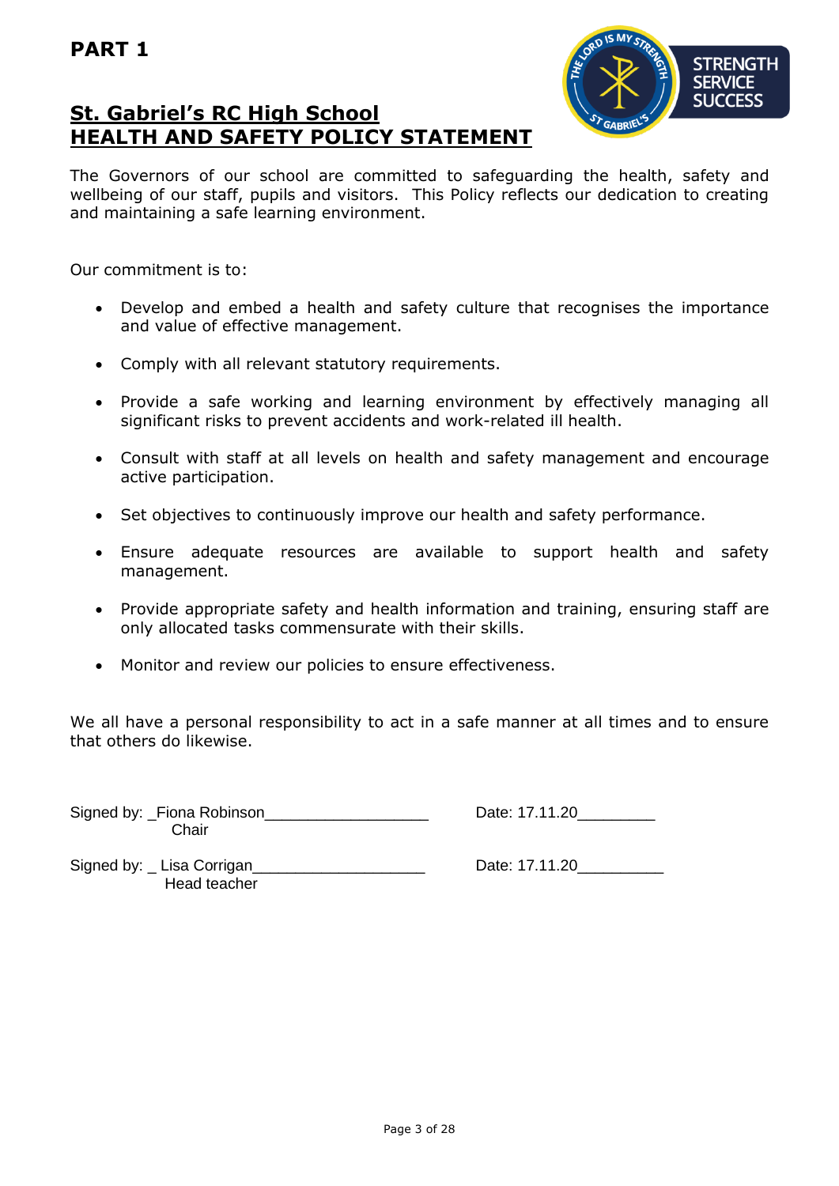**PART 1**

# St. Gabriel's RC High School
# HEALTH AND SAFETY POLICY STATEMENT

STRENGTH SERVICE SUCCESS

The Governors of our school are committed to safeguarding the health, safety and wellbeing of our staff, pupils and visitors. This Policy reflects our dedication to creating and maintaining a safe learning environment.

Our commitment is to:

- Develop and embed a health and safety culture that recognises the importance and value of effective management.
- Comply with all relevant statutory requirements.
- Provide a safe working and learning environment by effectively managing all significant risks to prevent accidents and work-related ill health.
- Consult with staff at all levels on health and safety management and encourage active participation.
- Set objectives to continuously improve our health and safety performance.
- Ensure adequate resources are available to support health and safety management.
- Provide appropriate safety and health information and training, ensuring staff are only allocated tasks commensurate with their skills.
- Monitor and review our policies to ensure effectiveness.

We all have a personal responsibility to act in a safe manner at all times and to ensure that others do likewise.

Signed by: _Fiona Robinson___________________ Date: 17.11.20_________
Chair

Signed by: _ Lisa Corrigan____________________ Date: 17.11.20__________
Head teacher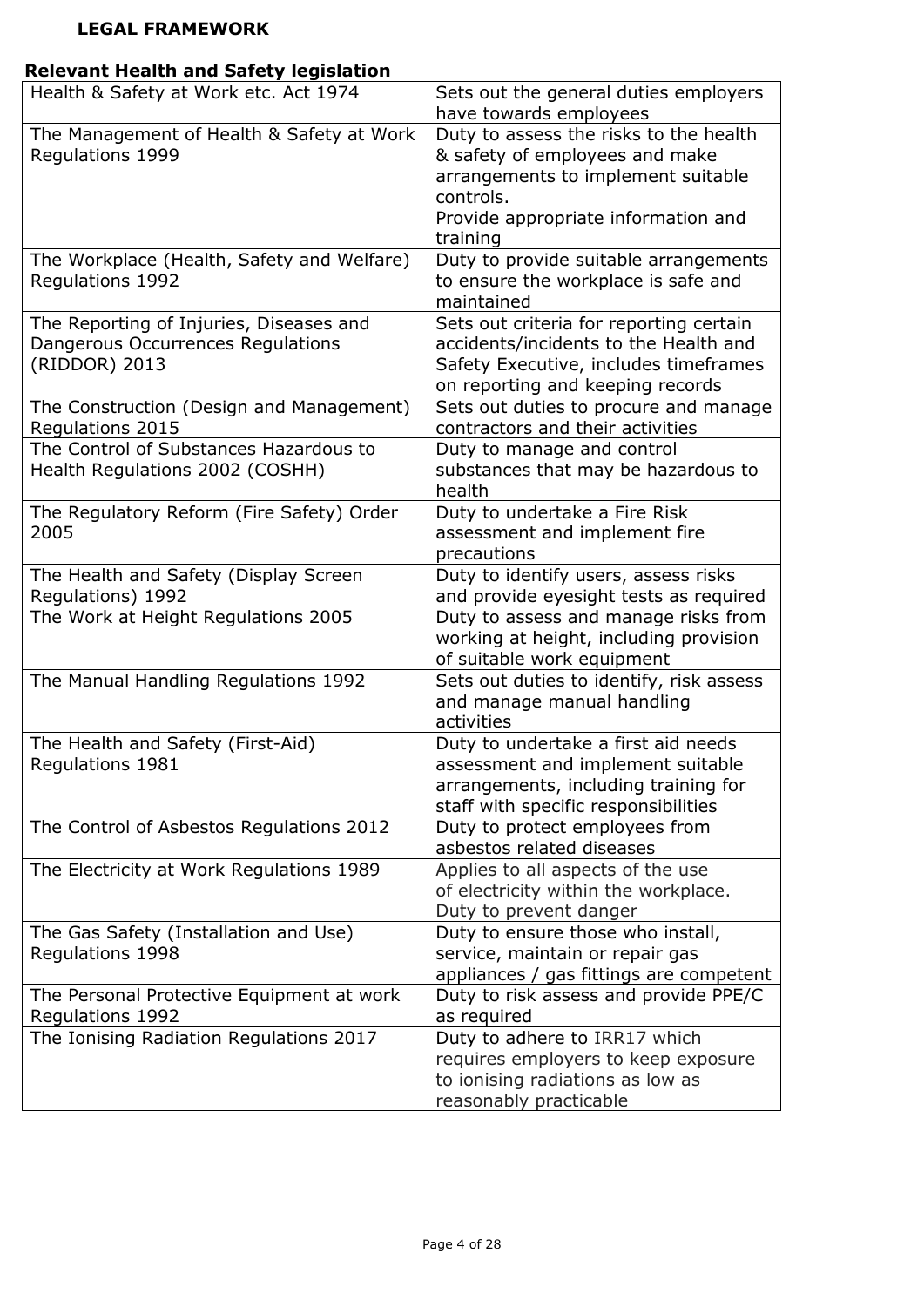## LEGAL FRAMEWORK

### Relevant Health and Safety legislation

| Health & Safety at Work etc. Act 1974 | Sets out the general duties employers have towards employees |
|---|---|
| The Management of Health & Safety at Work Regulations 1999 | Duty to assess the risks to the health & safety of employees and make arrangements to implement suitable controls.<br>Provide appropriate information and training |
| The Workplace (Health, Safety and Welfare) Regulations 1992 | Duty to provide suitable arrangements to ensure the workplace is safe and maintained |
| The Reporting of Injuries, Diseases and Dangerous Occurrences Regulations (RIDDOR) 2013 | Sets out criteria for reporting certain accidents/incidents to the Health and Safety Executive, includes timeframes on reporting and keeping records |
| The Construction (Design and Management) Regulations 2015 | Sets out duties to procure and manage contractors and their activities |
| The Control of Substances Hazardous to Health Regulations 2002 (COSHH) | Duty to manage and control substances that may be hazardous to health |
| The Regulatory Reform (Fire Safety) Order 2005 | Duty to undertake a Fire Risk assessment and implement fire precautions |
| The Health and Safety (Display Screen Regulations) 1992 | Duty to identify users, assess risks and provide eyesight tests as required |
| The Work at Height Regulations 2005 | Duty to assess and manage risks from working at height, including provision of suitable work equipment |
| The Manual Handling Regulations 1992 | Sets out duties to identify, risk assess and manage manual handling activities |
| The Health and Safety (First-Aid) Regulations 1981 | Duty to undertake a first aid needs assessment and implement suitable arrangements, including training for staff with specific responsibilities |
| The Control of Asbestos Regulations 2012 | Duty to protect employees from asbestos related diseases |
| The Electricity at Work Regulations 1989 | Applies to all aspects of the use of electricity within the workplace. Duty to prevent danger |
| The Gas Safety (Installation and Use) Regulations 1998 | Duty to ensure those who install, service, maintain or repair gas appliances / gas fittings are competent |
| The Personal Protective Equipment at work Regulations 1992 | Duty to risk assess and provide PPE/C as required |
| The Ionising Radiation Regulations 2017 | Duty to adhere to IRR17 which requires employers to keep exposure to ionising radiations as low as reasonably practicable |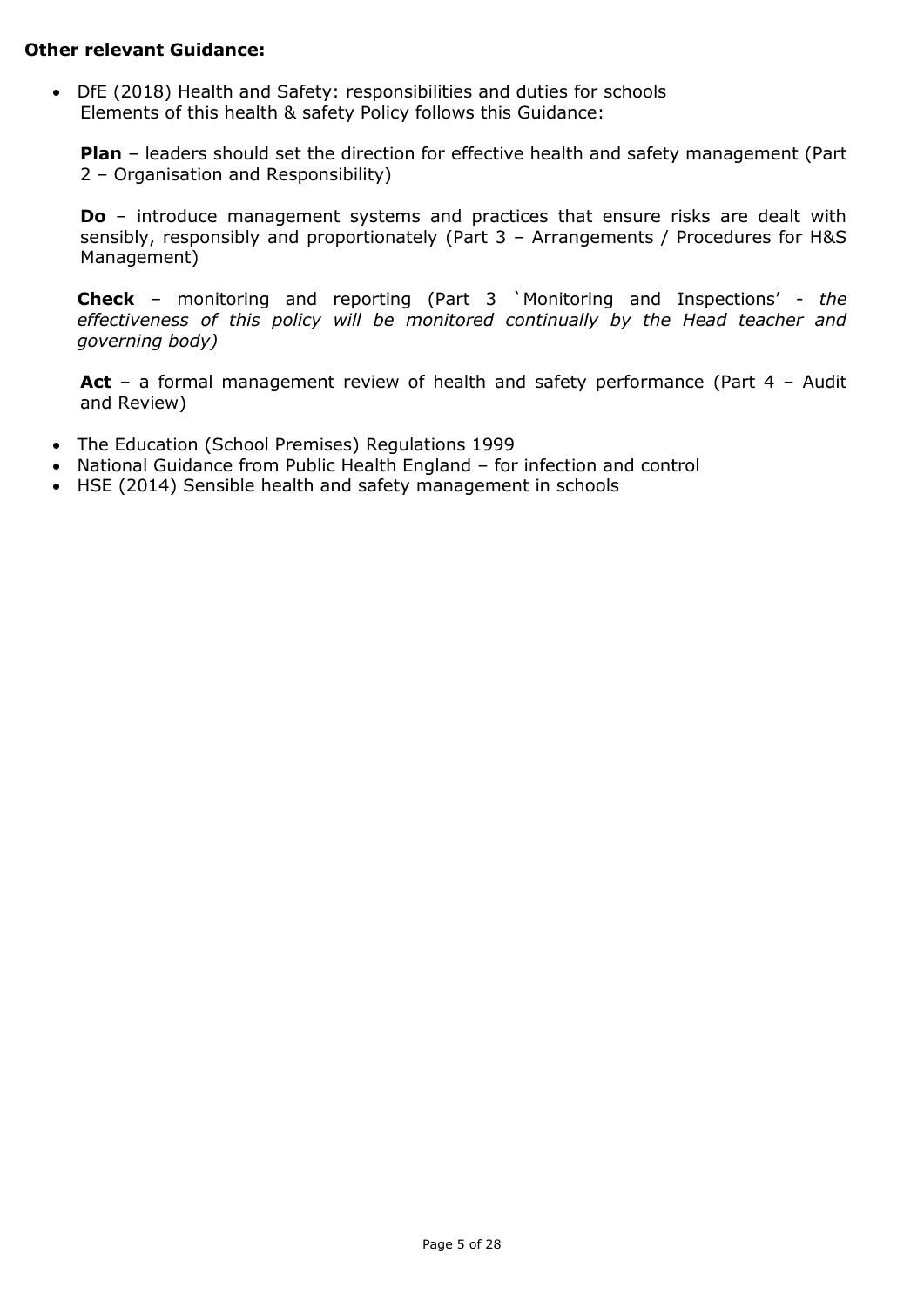**Other relevant Guidance:**

- DfE (2018) Health and Safety: responsibilities and duties for schools
  Elements of this health & safety Policy follows this Guidance:

  **Plan** – leaders should set the direction for effective health and safety management (Part 2 – Organisation and Responsibility)

  **Do** – introduce management systems and practices that ensure risks are dealt with sensibly, responsibly and proportionately (Part 3 – Arrangements / Procedures for H&S Management)

  **Check** – monitoring and reporting (Part 3 `Monitoring and Inspections' - *the effectiveness of this policy will be monitored continually by the Head teacher and governing body)*

  **Act** – a formal management review of health and safety performance (Part 4 – Audit and Review)

- The Education (School Premises) Regulations 1999
- National Guidance from Public Health England – for infection and control
- HSE (2014) Sensible health and safety management in schools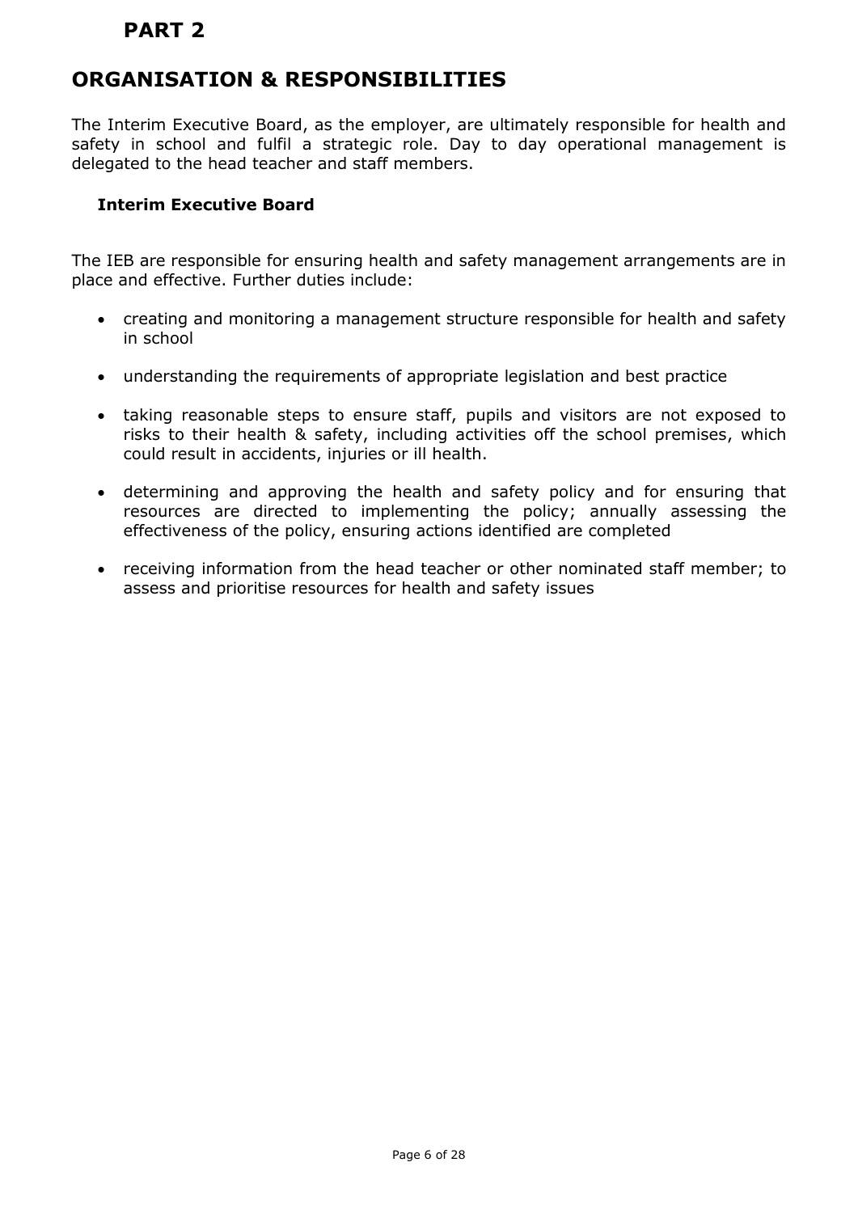# PART 2

## ORGANISATION & RESPONSIBILITIES

The Interim Executive Board, as the employer, are ultimately responsible for health and safety in school and fulfil a strategic role. Day to day operational management is delegated to the head teacher and staff members.

### Interim Executive Board

The IEB are responsible for ensuring health and safety management arrangements are in place and effective. Further duties include:

- creating and monitoring a management structure responsible for health and safety in school
- understanding the requirements of appropriate legislation and best practice
- taking reasonable steps to ensure staff, pupils and visitors are not exposed to risks to their health & safety, including activities off the school premises, which could result in accidents, injuries or ill health.
- determining and approving the health and safety policy and for ensuring that resources are directed to implementing the policy; annually assessing the effectiveness of the policy, ensuring actions identified are completed
- receiving information from the head teacher or other nominated staff member; to assess and prioritise resources for health and safety issues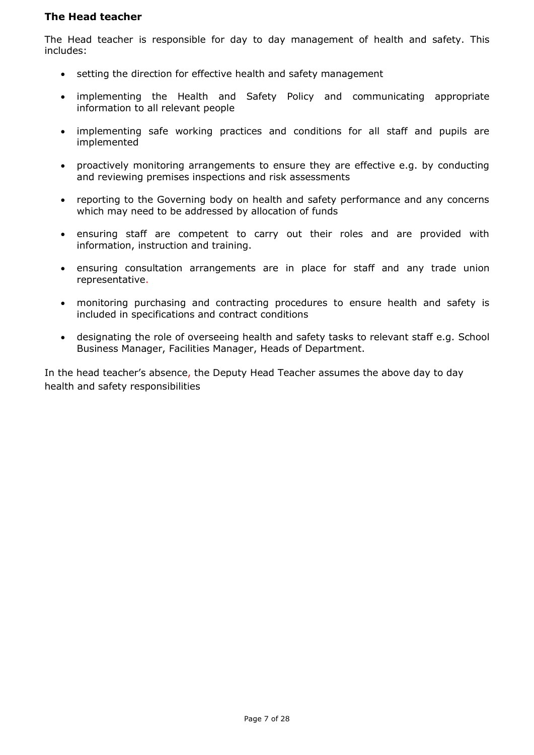**The Head teacher**

The Head teacher is responsible for day to day management of health and safety. This includes:

- setting the direction for effective health and safety management
- implementing the Health and Safety Policy and communicating appropriate information to all relevant people
- implementing safe working practices and conditions for all staff and pupils are implemented
- proactively monitoring arrangements to ensure they are effective e.g. by conducting and reviewing premises inspections and risk assessments
- reporting to the Governing body on health and safety performance and any concerns which may need to be addressed by allocation of funds
- ensuring staff are competent to carry out their roles and are provided with information, instruction and training.
- ensuring consultation arrangements are in place for staff and any trade union representative.
- monitoring purchasing and contracting procedures to ensure health and safety is included in specifications and contract conditions
- designating the role of overseeing health and safety tasks to relevant staff e.g. School Business Manager, Facilities Manager, Heads of Department.

In the head teacher's absence, the Deputy Head Teacher assumes the above day to day health and safety responsibilities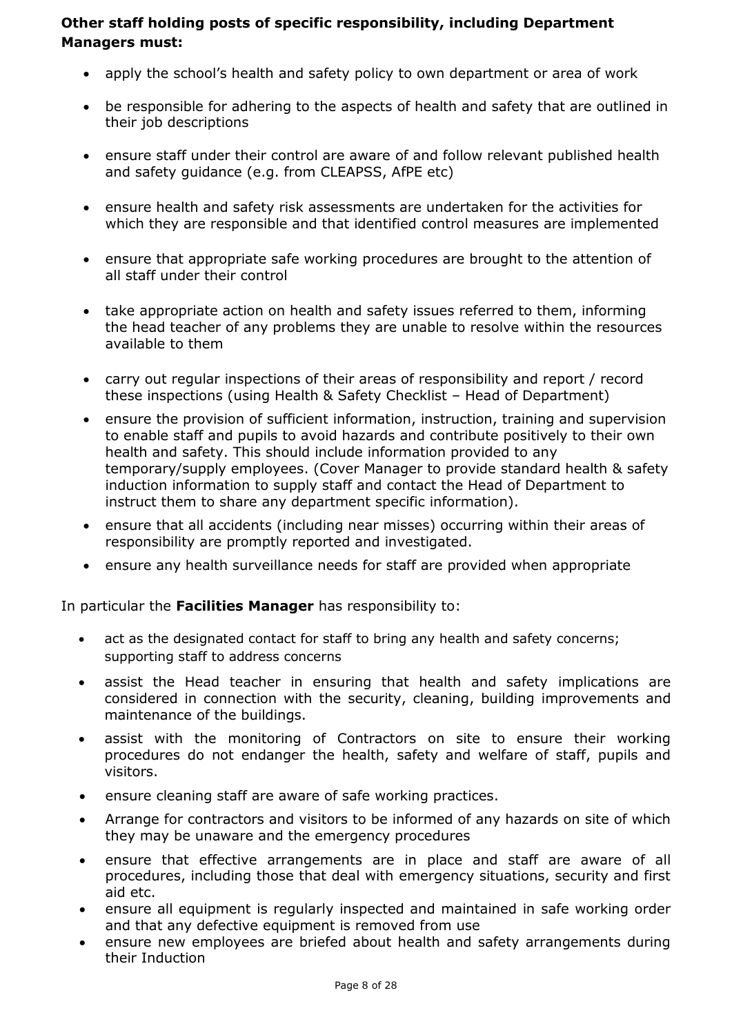**Other staff holding posts of specific responsibility, including Department Managers must:**

- apply the school's health and safety policy to own department or area of work
- be responsible for adhering to the aspects of health and safety that are outlined in their job descriptions
- ensure staff under their control are aware of and follow relevant published health and safety guidance (e.g. from CLEAPSS, AfPE etc)
- ensure health and safety risk assessments are undertaken for the activities for which they are responsible and that identified control measures are implemented
- ensure that appropriate safe working procedures are brought to the attention of all staff under their control
- take appropriate action on health and safety issues referred to them, informing the head teacher of any problems they are unable to resolve within the resources available to them
- carry out regular inspections of their areas of responsibility and report / record these inspections (using Health & Safety Checklist – Head of Department)
- ensure the provision of sufficient information, instruction, training and supervision to enable staff and pupils to avoid hazards and contribute positively to their own health and safety. This should include information provided to any temporary/supply employees. (Cover Manager to provide standard health & safety induction information to supply staff and contact the Head of Department to instruct them to share any department specific information).
- ensure that all accidents (including near misses) occurring within their areas of responsibility are promptly reported and investigated.
- ensure any health surveillance needs for staff are provided when appropriate

In particular the **Facilities Manager** has responsibility to:

- act as the designated contact for staff to bring any health and safety concerns; supporting staff to address concerns
- assist the Head teacher in ensuring that health and safety implications are considered in connection with the security, cleaning, building improvements and maintenance of the buildings.
- assist with the monitoring of Contractors on site to ensure their working procedures do not endanger the health, safety and welfare of staff, pupils and visitors.
- ensure cleaning staff are aware of safe working practices.
- Arrange for contractors and visitors to be informed of any hazards on site of which they may be unaware and the emergency procedures
- ensure that effective arrangements are in place and staff are aware of all procedures, including those that deal with emergency situations, security and first aid etc.
- ensure all equipment is regularly inspected and maintained in safe working order and that any defective equipment is removed from use
- ensure new employees are briefed about health and safety arrangements during their Induction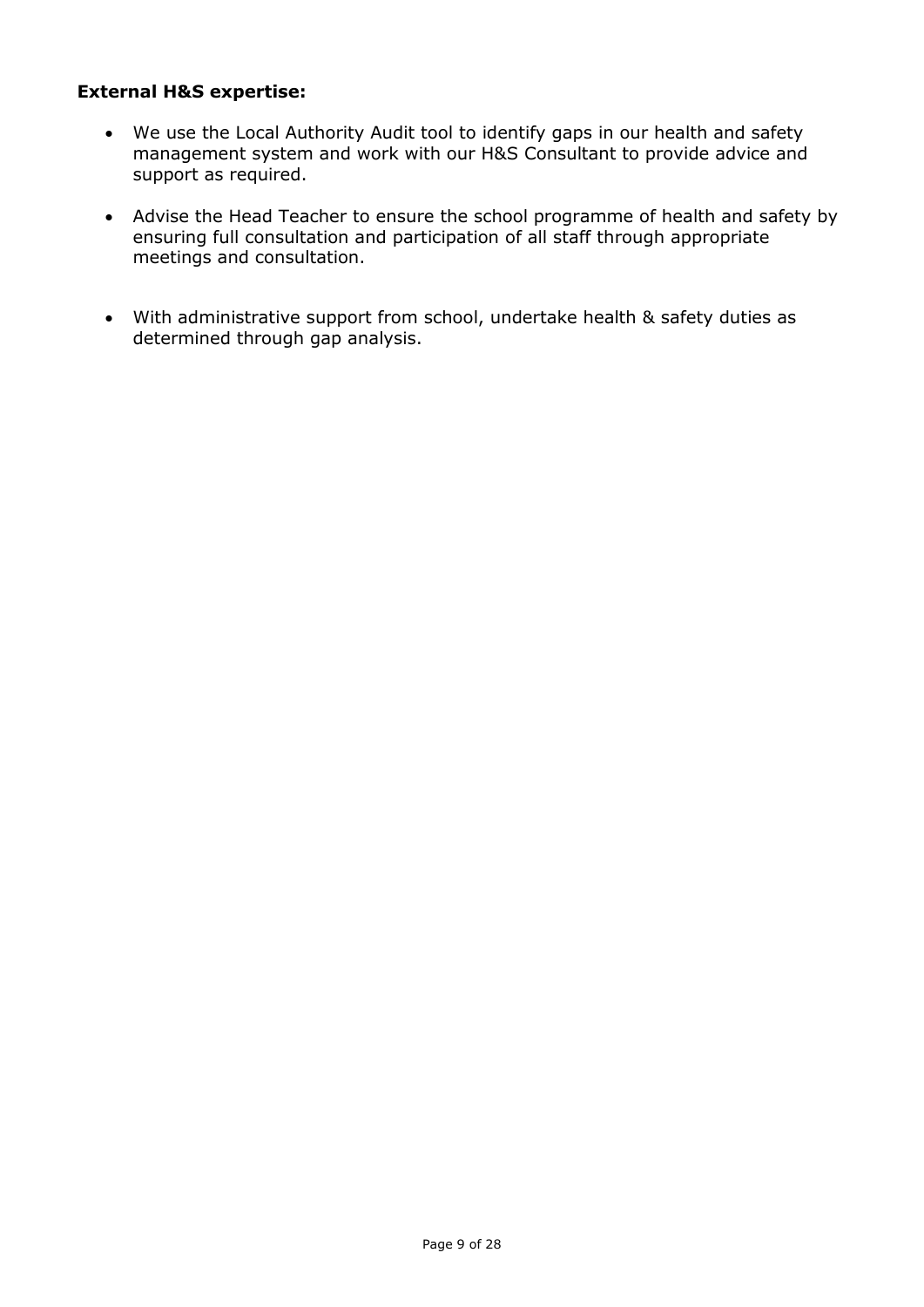**External H&S expertise:**

- We use the Local Authority Audit tool to identify gaps in our health and safety management system and work with our H&S Consultant to provide advice and support as required.
- Advise the Head Teacher to ensure the school programme of health and safety by ensuring full consultation and participation of all staff through appropriate meetings and consultation.
- With administrative support from school, undertake health & safety duties as determined through gap analysis.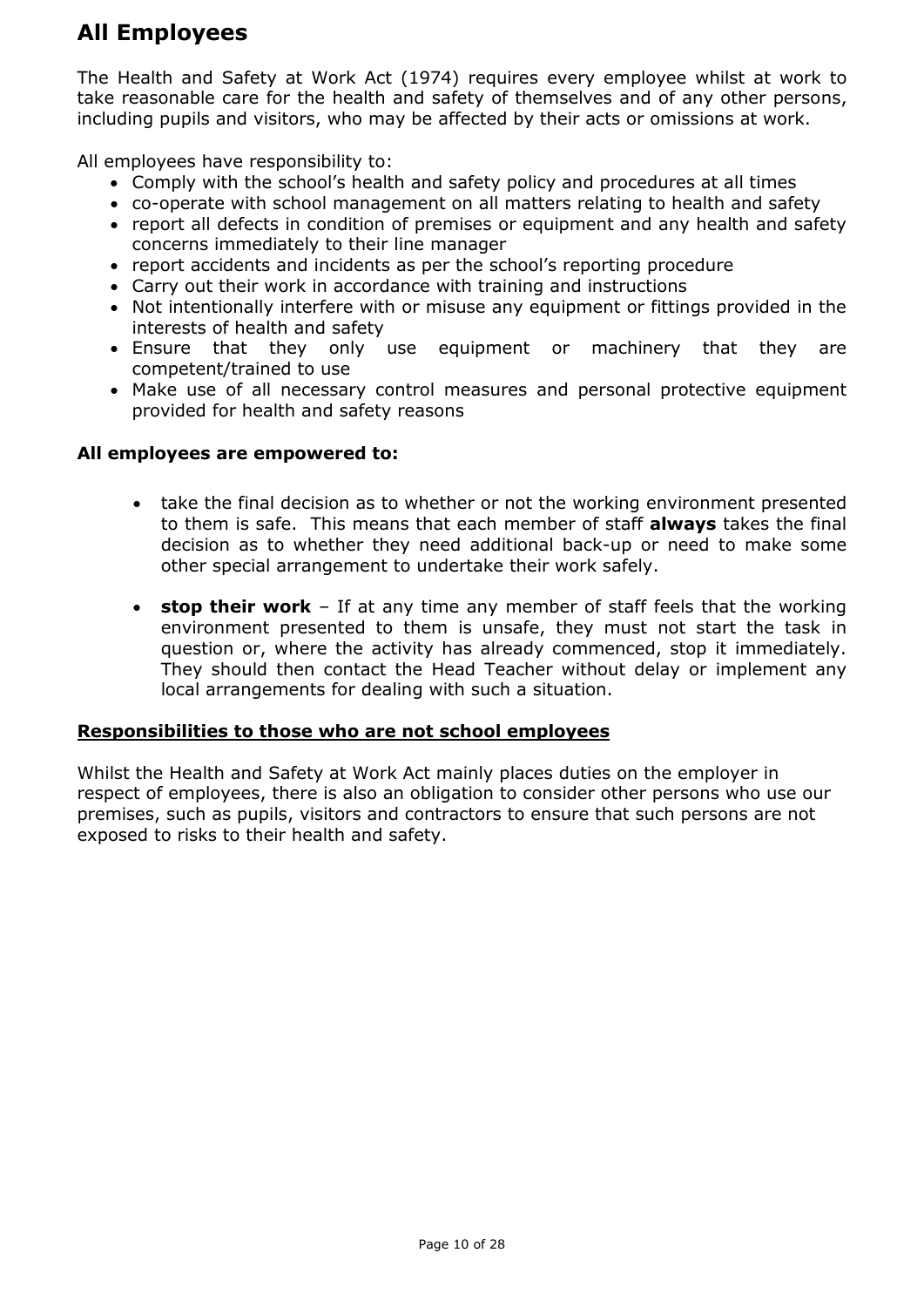## All Employees

The Health and Safety at Work Act (1974) requires every employee whilst at work to take reasonable care for the health and safety of themselves and of any other persons, including pupils and visitors, who may be affected by their acts or omissions at work.

All employees have responsibility to:

- Comply with the school's health and safety policy and procedures at all times
- co-operate with school management on all matters relating to health and safety
- report all defects in condition of premises or equipment and any health and safety concerns immediately to their line manager
- report accidents and incidents as per the school's reporting procedure
- Carry out their work in accordance with training and instructions
- Not intentionally interfere with or misuse any equipment or fittings provided in the interests of health and safety
- Ensure that they only use equipment or machinery that they are competent/trained to use
- Make use of all necessary control measures and personal protective equipment provided for health and safety reasons

**All employees are empowered to:**

- take the final decision as to whether or not the working environment presented to them is safe. This means that each member of staff **always** takes the final decision as to whether they need additional back-up or need to make some other special arrangement to undertake their work safely.

- **stop their work** – If at any time any member of staff feels that the working environment presented to them is unsafe, they must not start the task in question or, where the activity has already commenced, stop it immediately. They should then contact the Head Teacher without delay or implement any local arrangements for dealing with such a situation.

**Responsibilities to those who are not school employees**

Whilst the Health and Safety at Work Act mainly places duties on the employer in respect of employees, there is also an obligation to consider other persons who use our premises, such as pupils, visitors and contractors to ensure that such persons are not exposed to risks to their health and safety.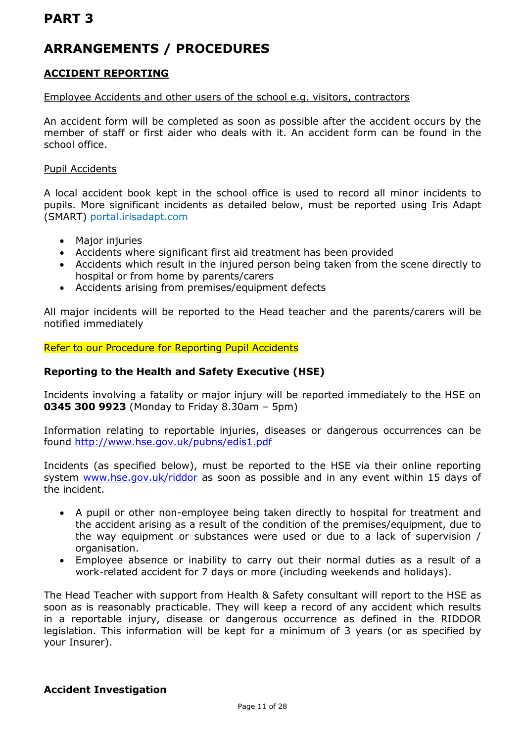# PART 3

## ARRANGEMENTS / PROCEDURES

### ACCIDENT REPORTING

Employee Accidents and other users of the school e.g. visitors, contractors

An accident form will be completed as soon as possible after the accident occurs by the member of staff or first aider who deals with it. An accident form can be found in the school office.

Pupil Accidents

A local accident book kept in the school office is used to record all minor incidents to pupils. More significant incidents as detailed below, must be reported using Iris Adapt (SMART) portal.irisadapt.com

- Major injuries
- Accidents where significant first aid treatment has been provided
- Accidents which result in the injured person being taken from the scene directly to hospital or from home by parents/carers
- Accidents arising from premises/equipment defects

All major incidents will be reported to the Head teacher and the parents/carers will be notified immediately

Refer to our Procedure for Reporting Pupil Accidents

**Reporting to the Health and Safety Executive (HSE)**

Incidents involving a fatality or major injury will be reported immediately to the HSE on **0345 300 9923** (Monday to Friday 8.30am – 5pm)

Information relating to reportable injuries, diseases or dangerous occurrences can be found http://www.hse.gov.uk/pubns/edis1.pdf

Incidents (as specified below), must be reported to the HSE via their online reporting system www.hse.gov.uk/riddor as soon as possible and in any event within 15 days of the incident.

- A pupil or other non-employee being taken directly to hospital for treatment and the accident arising as a result of the condition of the premises/equipment, due to the way equipment or substances were used or due to a lack of supervision / organisation.
- Employee absence or inability to carry out their normal duties as a result of a work-related accident for 7 days or more (including weekends and holidays).

The Head Teacher with support from Health & Safety consultant will report to the HSE as soon as is reasonably practicable. They will keep a record of any accident which results in a reportable injury, disease or dangerous occurrence as defined in the RIDDOR legislation. This information will be kept for a minimum of 3 years (or as specified by your Insurer).

**Accident Investigation**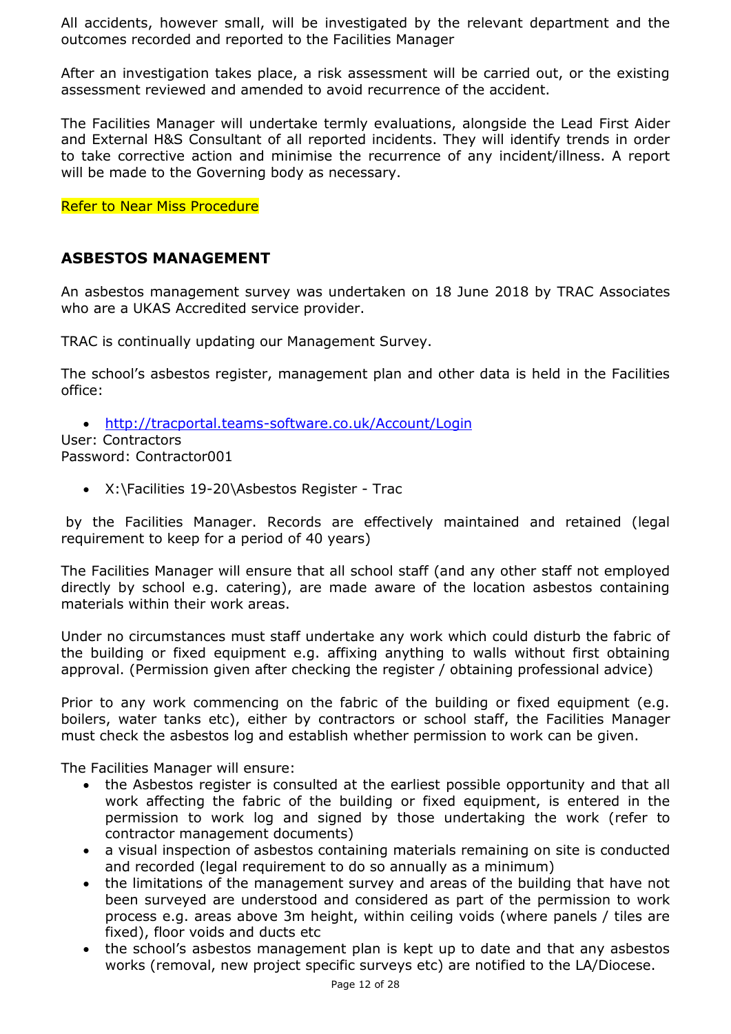All accidents, however small, will be investigated by the relevant department and the outcomes recorded and reported to the Facilities Manager

After an investigation takes place, a risk assessment will be carried out, or the existing assessment reviewed and amended to avoid recurrence of the accident.

The Facilities Manager will undertake termly evaluations, alongside the Lead First Aider and External H&S Consultant of all reported incidents. They will identify trends in order to take corrective action and minimise the recurrence of any incident/illness. A report will be made to the Governing body as necessary.

Refer to Near Miss Procedure

## ASBESTOS MANAGEMENT

An asbestos management survey was undertaken on 18 June 2018 by TRAC Associates who are a UKAS Accredited service provider.

TRAC is continually updating our Management Survey.

The school's asbestos register, management plan and other data is held in the Facilities office:

- http://tracportal.teams-software.co.uk/Account/Login

User: Contractors
Password: Contractor001

- X:\Facilities 19-20\Asbestos Register - Trac

by the Facilities Manager. Records are effectively maintained and retained (legal requirement to keep for a period of 40 years)

The Facilities Manager will ensure that all school staff (and any other staff not employed directly by school e.g. catering), are made aware of the location asbestos containing materials within their work areas.

Under no circumstances must staff undertake any work which could disturb the fabric of the building or fixed equipment e.g. affixing anything to walls without first obtaining approval. (Permission given after checking the register / obtaining professional advice)

Prior to any work commencing on the fabric of the building or fixed equipment (e.g. boilers, water tanks etc), either by contractors or school staff, the Facilities Manager must check the asbestos log and establish whether permission to work can be given.

The Facilities Manager will ensure:

- the Asbestos register is consulted at the earliest possible opportunity and that all work affecting the fabric of the building or fixed equipment, is entered in the permission to work log and signed by those undertaking the work (refer to contractor management documents)
- a visual inspection of asbestos containing materials remaining on site is conducted and recorded (legal requirement to do so annually as a minimum)
- the limitations of the management survey and areas of the building that have not been surveyed are understood and considered as part of the permission to work process e.g. areas above 3m height, within ceiling voids (where panels / tiles are fixed), floor voids and ducts etc
- the school's asbestos management plan is kept up to date and that any asbestos works (removal, new project specific surveys etc) are notified to the LA/Diocese.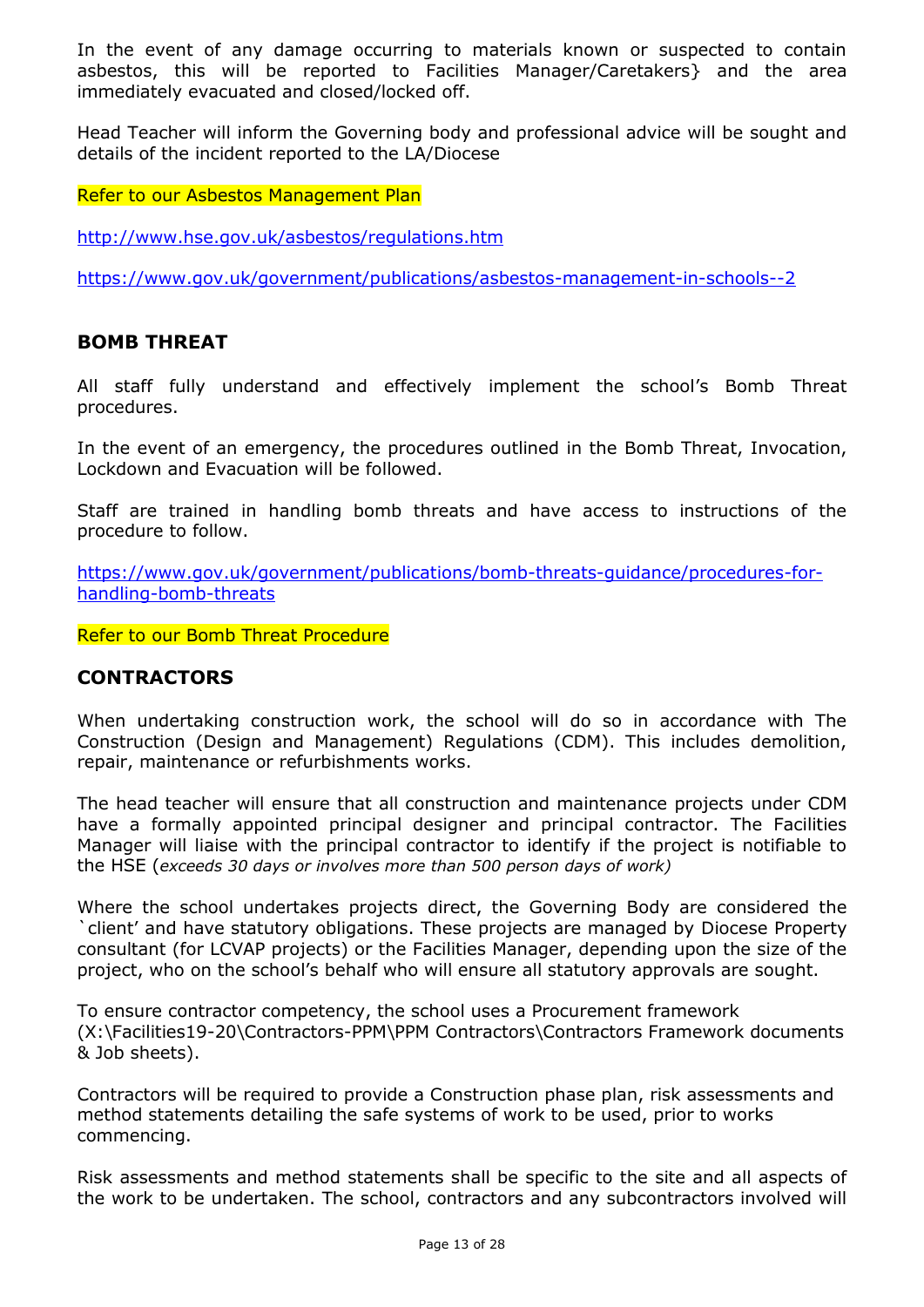In the event of any damage occurring to materials known or suspected to contain asbestos, this will be reported to Facilities Manager/Caretakers} and the area immediately evacuated and closed/locked off.

Head Teacher will inform the Governing body and professional advice will be sought and details of the incident reported to the LA/Diocese

Refer to our Asbestos Management Plan

http://www.hse.gov.uk/asbestos/regulations.htm

https://www.gov.uk/government/publications/asbestos-management-in-schools--2

## BOMB THREAT

All staff fully understand and effectively implement the school's Bomb Threat procedures.

In the event of an emergency, the procedures outlined in the Bomb Threat, Invocation, Lockdown and Evacuation will be followed.

Staff are trained in handling bomb threats and have access to instructions of the procedure to follow.

https://www.gov.uk/government/publications/bomb-threats-guidance/procedures-for-handling-bomb-threats

Refer to our Bomb Threat Procedure

## CONTRACTORS

When undertaking construction work, the school will do so in accordance with The Construction (Design and Management) Regulations (CDM). This includes demolition, repair, maintenance or refurbishments works.

The head teacher will ensure that all construction and maintenance projects under CDM have a formally appointed principal designer and principal contractor. The Facilities Manager will liaise with the principal contractor to identify if the project is notifiable to the HSE (*exceeds 30 days or involves more than 500 person days of work)*

Where the school undertakes projects direct, the Governing Body are considered the `client' and have statutory obligations. These projects are managed by Diocese Property consultant (for LCVAP projects) or the Facilities Manager, depending upon the size of the project, who on the school's behalf who will ensure all statutory approvals are sought.

To ensure contractor competency, the school uses a Procurement framework (X:\Facilities19-20\Contractors-PPM\PPM Contractors\Contractors Framework documents & Job sheets).

Contractors will be required to provide a Construction phase plan, risk assessments and method statements detailing the safe systems of work to be used, prior to works commencing.

Risk assessments and method statements shall be specific to the site and all aspects of the work to be undertaken. The school, contractors and any subcontractors involved will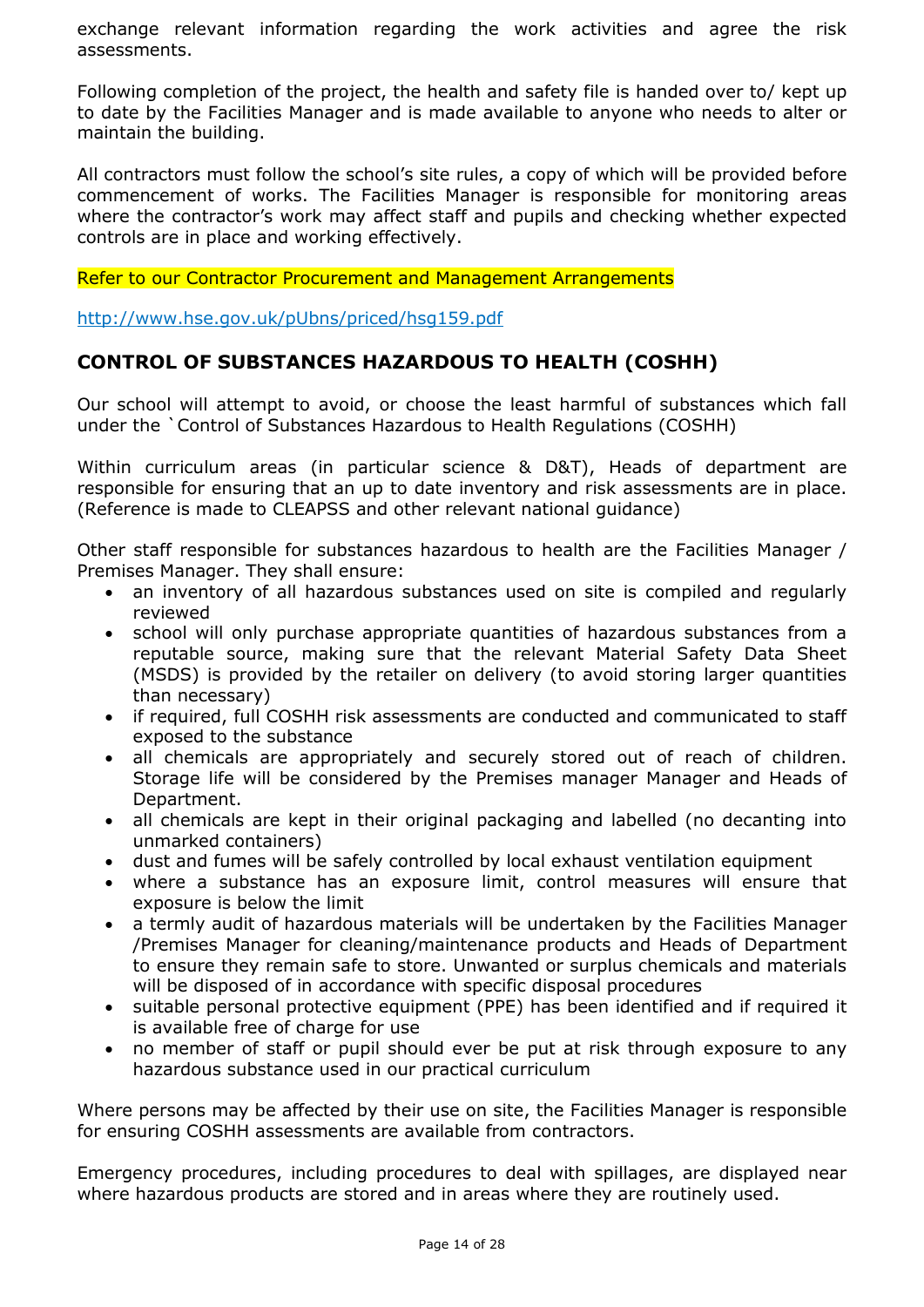exchange relevant information regarding the work activities and agree the risk assessments.

Following completion of the project, the health and safety file is handed over to/ kept up to date by the Facilities Manager and is made available to anyone who needs to alter or maintain the building.

All contractors must follow the school's site rules, a copy of which will be provided before commencement of works. The Facilities Manager is responsible for monitoring areas where the contractor's work may affect staff and pupils and checking whether expected controls are in place and working effectively.

Refer to our Contractor Procurement and Management Arrangements

http://www.hse.gov.uk/pUbns/priced/hsg159.pdf

## CONTROL OF SUBSTANCES HAZARDOUS TO HEALTH (COSHH)

Our school will attempt to avoid, or choose the least harmful of substances which fall under the `Control of Substances Hazardous to Health Regulations (COSHH)

Within curriculum areas (in particular science & D&T), Heads of department are responsible for ensuring that an up to date inventory and risk assessments are in place. (Reference is made to CLEAPSS and other relevant national guidance)

Other staff responsible for substances hazardous to health are the Facilities Manager / Premises Manager. They shall ensure:

- an inventory of all hazardous substances used on site is compiled and regularly reviewed
- school will only purchase appropriate quantities of hazardous substances from a reputable source, making sure that the relevant Material Safety Data Sheet (MSDS) is provided by the retailer on delivery (to avoid storing larger quantities than necessary)
- if required, full COSHH risk assessments are conducted and communicated to staff exposed to the substance
- all chemicals are appropriately and securely stored out of reach of children. Storage life will be considered by the Premises manager Manager and Heads of Department.
- all chemicals are kept in their original packaging and labelled (no decanting into unmarked containers)
- dust and fumes will be safely controlled by local exhaust ventilation equipment
- where a substance has an exposure limit, control measures will ensure that exposure is below the limit
- a termly audit of hazardous materials will be undertaken by the Facilities Manager /Premises Manager for cleaning/maintenance products and Heads of Department to ensure they remain safe to store. Unwanted or surplus chemicals and materials will be disposed of in accordance with specific disposal procedures
- suitable personal protective equipment (PPE) has been identified and if required it is available free of charge for use
- no member of staff or pupil should ever be put at risk through exposure to any hazardous substance used in our practical curriculum

Where persons may be affected by their use on site, the Facilities Manager is responsible for ensuring COSHH assessments are available from contractors.

Emergency procedures, including procedures to deal with spillages, are displayed near where hazardous products are stored and in areas where they are routinely used.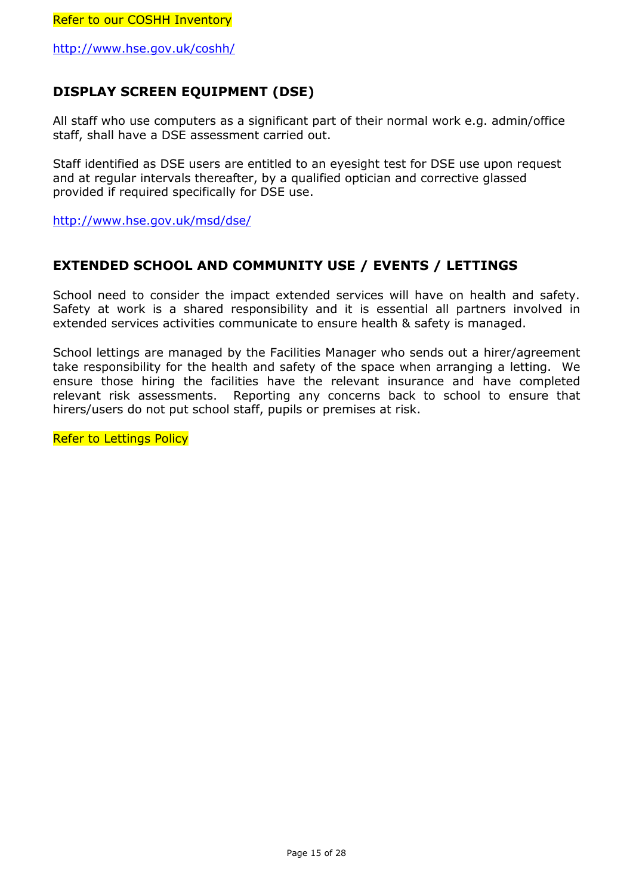Refer to our COSHH Inventory

http://www.hse.gov.uk/coshh/

## DISPLAY SCREEN EQUIPMENT (DSE)

All staff who use computers as a significant part of their normal work e.g. admin/office staff, shall have a DSE assessment carried out.

Staff identified as DSE users are entitled to an eyesight test for DSE use upon request and at regular intervals thereafter, by a qualified optician and corrective glassed provided if required specifically for DSE use.

http://www.hse.gov.uk/msd/dse/

## EXTENDED SCHOOL AND COMMUNITY USE / EVENTS / LETTINGS

School need to consider the impact extended services will have on health and safety. Safety at work is a shared responsibility and it is essential all partners involved in extended services activities communicate to ensure health & safety is managed.

School lettings are managed by the Facilities Manager who sends out a hirer/agreement take responsibility for the health and safety of the space when arranging a letting. We ensure those hiring the facilities have the relevant insurance and have completed relevant risk assessments. Reporting any concerns back to school to ensure that hirers/users do not put school staff, pupils or premises at risk.

Refer to Lettings Policy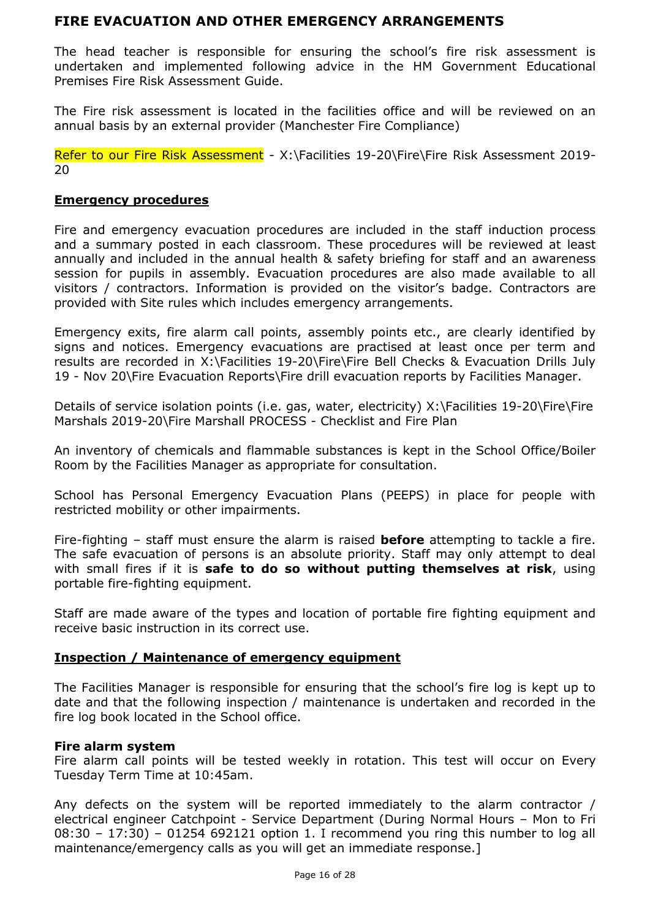# FIRE EVACUATION AND OTHER EMERGENCY ARRANGEMENTS

The head teacher is responsible for ensuring the school's fire risk assessment is undertaken and implemented following advice in the HM Government Educational Premises Fire Risk Assessment Guide.

The Fire risk assessment is located in the facilities office and will be reviewed on an annual basis by an external provider (Manchester Fire Compliance)

Refer to our Fire Risk Assessment - X:\Facilities 19-20\Fire\Fire Risk Assessment 2019-20

## Emergency procedures

Fire and emergency evacuation procedures are included in the staff induction process and a summary posted in each classroom. These procedures will be reviewed at least annually and included in the annual health & safety briefing for staff and an awareness session for pupils in assembly. Evacuation procedures are also made available to all visitors / contractors. Information is provided on the visitor's badge. Contractors are provided with Site rules which includes emergency arrangements.

Emergency exits, fire alarm call points, assembly points etc., are clearly identified by signs and notices. Emergency evacuations are practised at least once per term and results are recorded in X:\Facilities 19-20\Fire\Fire Bell Checks & Evacuation Drills July 19 - Nov 20\Fire Evacuation Reports\Fire drill evacuation reports by Facilities Manager.

Details of service isolation points (i.e. gas, water, electricity) X:\Facilities 19-20\Fire\Fire Marshals 2019-20\Fire Marshall PROCESS - Checklist and Fire Plan

An inventory of chemicals and flammable substances is kept in the School Office/Boiler Room by the Facilities Manager as appropriate for consultation.

School has Personal Emergency Evacuation Plans (PEEPS) in place for people with restricted mobility or other impairments.

Fire-fighting – staff must ensure the alarm is raised **before** attempting to tackle a fire. The safe evacuation of persons is an absolute priority. Staff may only attempt to deal with small fires if it is **safe to do so without putting themselves at risk**, using portable fire-fighting equipment.

Staff are made aware of the types and location of portable fire fighting equipment and receive basic instruction in its correct use.

## Inspection / Maintenance of emergency equipment

The Facilities Manager is responsible for ensuring that the school's fire log is kept up to date and that the following inspection / maintenance is undertaken and recorded in the fire log book located in the School office.

### Fire alarm system

Fire alarm call points will be tested weekly in rotation. This test will occur on Every Tuesday Term Time at 10:45am.

Any defects on the system will be reported immediately to the alarm contractor / electrical engineer Catchpoint - Service Department (During Normal Hours – Mon to Fri 08:30 – 17:30) – 01254 692121 option 1. I recommend you ring this number to log all maintenance/emergency calls as you will get an immediate response.]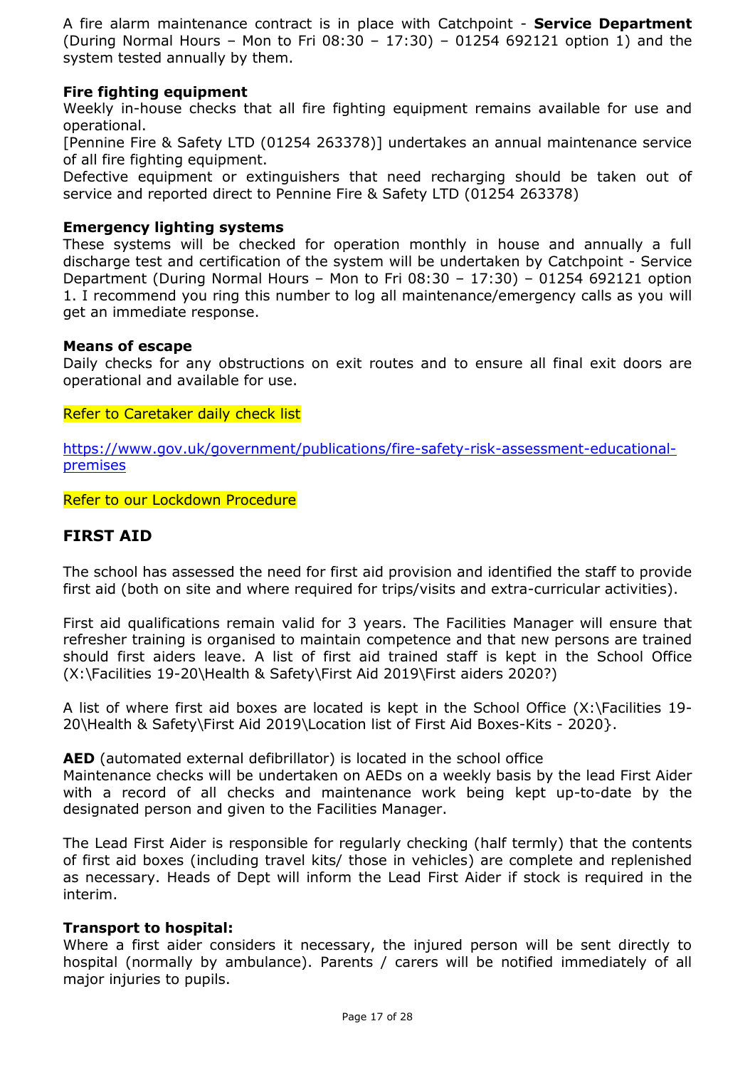A fire alarm maintenance contract is in place with Catchpoint - **Service Department** (During Normal Hours – Mon to Fri 08:30 – 17:30) – 01254 692121 option 1) and the system tested annually by them.

**Fire fighting equipment**

Weekly in-house checks that all fire fighting equipment remains available for use and operational.

[Pennine Fire & Safety LTD (01254 263378)] undertakes an annual maintenance service of all fire fighting equipment.

Defective equipment or extinguishers that need recharging should be taken out of service and reported direct to Pennine Fire & Safety LTD (01254 263378)

**Emergency lighting systems**

These systems will be checked for operation monthly in house and annually a full discharge test and certification of the system will be undertaken by Catchpoint - Service Department (During Normal Hours – Mon to Fri 08:30 – 17:30) – 01254 692121 option 1. I recommend you ring this number to log all maintenance/emergency calls as you will get an immediate response.

**Means of escape**

Daily checks for any obstructions on exit routes and to ensure all final exit doors are operational and available for use.

Refer to Caretaker daily check list

https://www.gov.uk/government/publications/fire-safety-risk-assessment-educational-premises

Refer to our Lockdown Procedure

## FIRST AID

The school has assessed the need for first aid provision and identified the staff to provide first aid (both on site and where required for trips/visits and extra-curricular activities).

First aid qualifications remain valid for 3 years. The Facilities Manager will ensure that refresher training is organised to maintain competence and that new persons are trained should first aiders leave. A list of first aid trained staff is kept in the School Office (X:\Facilities 19-20\Health & Safety\First Aid 2019\First aiders 2020?)

A list of where first aid boxes are located is kept in the School Office (X:\Facilities 19-20\Health & Safety\First Aid 2019\Location list of First Aid Boxes-Kits - 2020}.

**AED** (automated external defibrillator) is located in the school office

Maintenance checks will be undertaken on AEDs on a weekly basis by the lead First Aider with a record of all checks and maintenance work being kept up-to-date by the designated person and given to the Facilities Manager.

The Lead First Aider is responsible for regularly checking (half termly) that the contents of first aid boxes (including travel kits/ those in vehicles) are complete and replenished as necessary. Heads of Dept will inform the Lead First Aider if stock is required in the interim.

**Transport to hospital:**

Where a first aider considers it necessary, the injured person will be sent directly to hospital (normally by ambulance). Parents / carers will be notified immediately of all major injuries to pupils.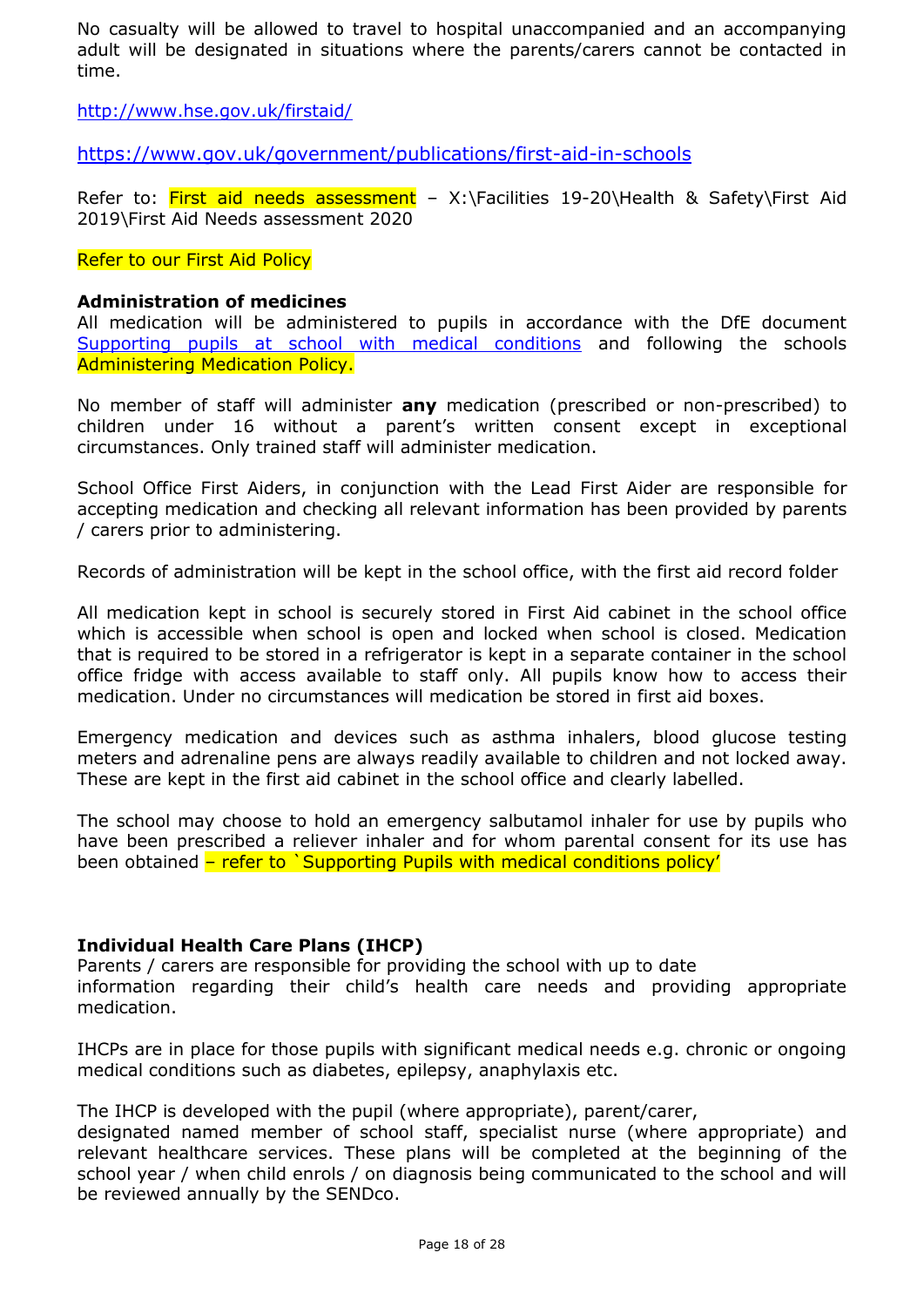No casualty will be allowed to travel to hospital unaccompanied and an accompanying adult will be designated in situations where the parents/carers cannot be contacted in time.

http://www.hse.gov.uk/firstaid/

https://www.gov.uk/government/publications/first-aid-in-schools

Refer to: First aid needs assessment – X:\Facilities 19-20\Health & Safety\First Aid 2019\First Aid Needs assessment 2020

Refer to our First Aid Policy

**Administration of medicines**

All medication will be administered to pupils in accordance with the DfE document Supporting pupils at school with medical conditions and following the schools Administering Medication Policy.

No member of staff will administer **any** medication (prescribed or non-prescribed) to children under 16 without a parent's written consent except in exceptional circumstances. Only trained staff will administer medication.

School Office First Aiders, in conjunction with the Lead First Aider are responsible for accepting medication and checking all relevant information has been provided by parents / carers prior to administering.

Records of administration will be kept in the school office, with the first aid record folder

All medication kept in school is securely stored in First Aid cabinet in the school office which is accessible when school is open and locked when school is closed. Medication that is required to be stored in a refrigerator is kept in a separate container in the school office fridge with access available to staff only. All pupils know how to access their medication. Under no circumstances will medication be stored in first aid boxes.

Emergency medication and devices such as asthma inhalers, blood glucose testing meters and adrenaline pens are always readily available to children and not locked away. These are kept in the first aid cabinet in the school office and clearly labelled.

The school may choose to hold an emergency salbutamol inhaler for use by pupils who have been prescribed a reliever inhaler and for whom parental consent for its use has been obtained – refer to `Supporting Pupils with medical conditions policy'

**Individual Health Care Plans (IHCP)**

Parents / carers are responsible for providing the school with up to date information regarding their child's health care needs and providing appropriate medication.

IHCPs are in place for those pupils with significant medical needs e.g. chronic or ongoing medical conditions such as diabetes, epilepsy, anaphylaxis etc.

The IHCP is developed with the pupil (where appropriate), parent/carer, designated named member of school staff, specialist nurse (where appropriate) and relevant healthcare services. These plans will be completed at the beginning of the school year / when child enrols / on diagnosis being communicated to the school and will be reviewed annually by the SENDco.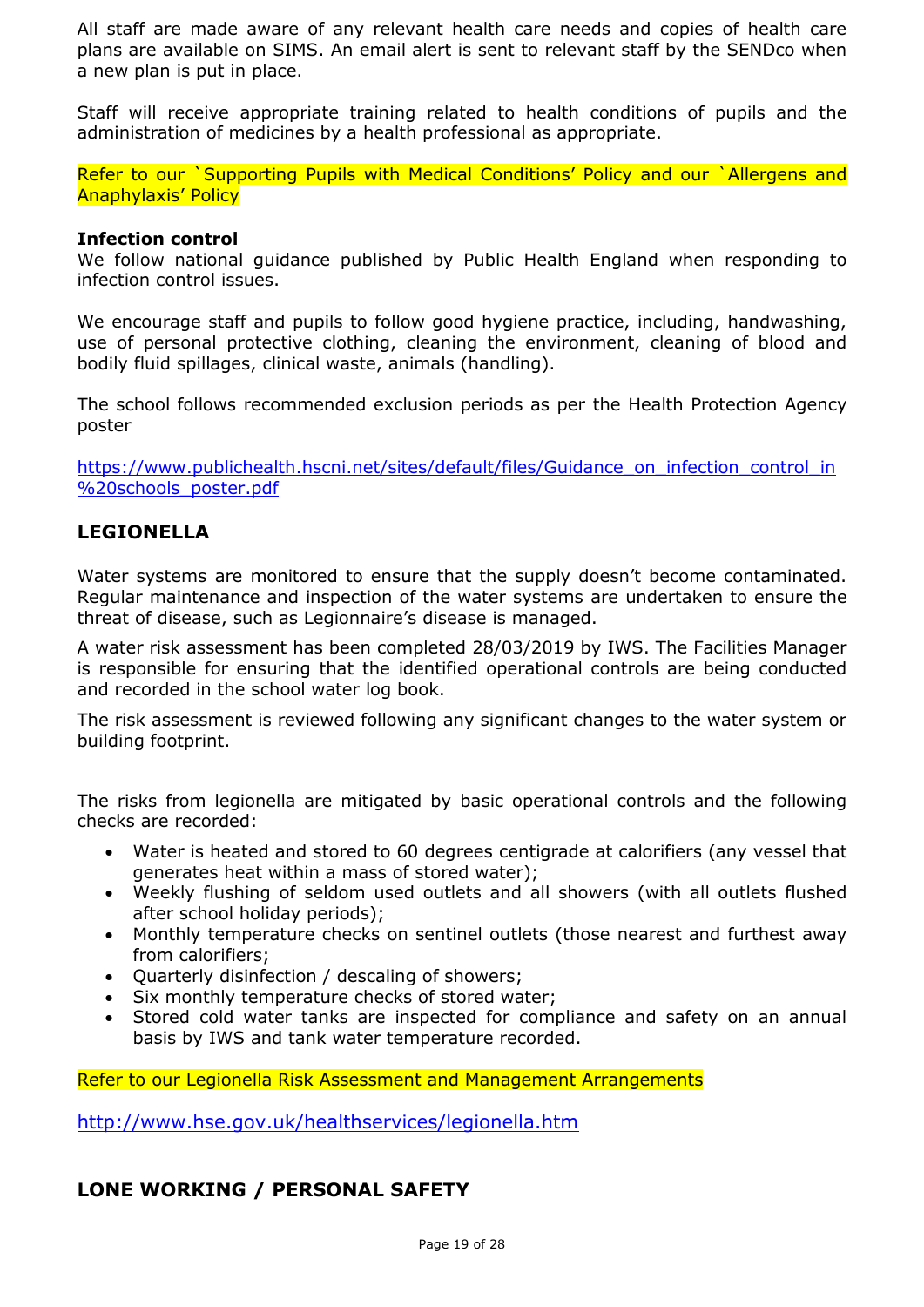All staff are made aware of any relevant health care needs and copies of health care plans are available on SIMS. An email alert is sent to relevant staff by the SENDco when a new plan is put in place.

Staff will receive appropriate training related to health conditions of pupils and the administration of medicines by a health professional as appropriate.

Refer to our `Supporting Pupils with Medical Conditions' Policy and our `Allergens and Anaphylaxis' Policy

**Infection control**

We follow national guidance published by Public Health England when responding to infection control issues.

We encourage staff and pupils to follow good hygiene practice, including, handwashing, use of personal protective clothing, cleaning the environment, cleaning of blood and bodily fluid spillages, clinical waste, animals (handling).

The school follows recommended exclusion periods as per the Health Protection Agency poster

https://www.publichealth.hscni.net/sites/default/files/Guidance_on_infection_control_in%20schools_poster.pdf

## LEGIONELLA

Water systems are monitored to ensure that the supply doesn't become contaminated. Regular maintenance and inspection of the water systems are undertaken to ensure the threat of disease, such as Legionnaire's disease is managed.

A water risk assessment has been completed 28/03/2019 by IWS. The Facilities Manager is responsible for ensuring that the identified operational controls are being conducted and recorded in the school water log book.

The risk assessment is reviewed following any significant changes to the water system or building footprint.

The risks from legionella are mitigated by basic operational controls and the following checks are recorded:

- Water is heated and stored to 60 degrees centigrade at calorifiers (any vessel that generates heat within a mass of stored water);
- Weekly flushing of seldom used outlets and all showers (with all outlets flushed after school holiday periods);
- Monthly temperature checks on sentinel outlets (those nearest and furthest away from calorifiers;
- Quarterly disinfection / descaling of showers;
- Six monthly temperature checks of stored water;
- Stored cold water tanks are inspected for compliance and safety on an annual basis by IWS and tank water temperature recorded.

Refer to our Legionella Risk Assessment and Management Arrangements

http://www.hse.gov.uk/healthservices/legionella.htm

## LONE WORKING / PERSONAL SAFETY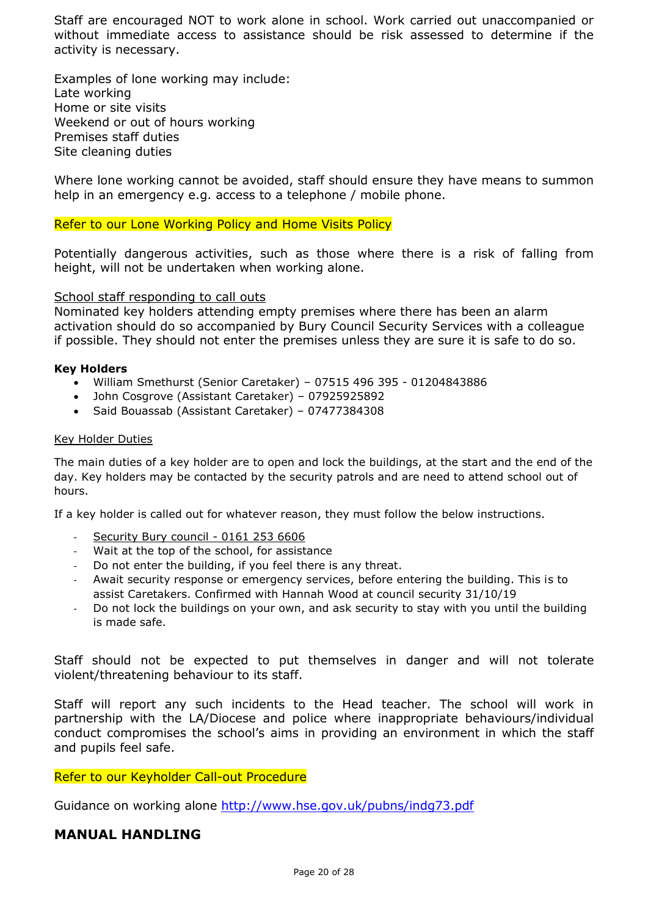Staff are encouraged NOT to work alone in school. Work carried out unaccompanied or without immediate access to assistance should be risk assessed to determine if the activity is necessary.

Examples of lone working may include:
Late working
Home or site visits
Weekend or out of hours working
Premises staff duties
Site cleaning duties

Where lone working cannot be avoided, staff should ensure they have means to summon help in an emergency e.g. access to a telephone / mobile phone.

Refer to our Lone Working Policy and Home Visits Policy

Potentially dangerous activities, such as those where there is a risk of falling from height, will not be undertaken when working alone.

<u>School staff responding to call outs</u>
Nominated key holders attending empty premises where there has been an alarm activation should do so accompanied by Bury Council Security Services with a colleague if possible. They should not enter the premises unless they are sure it is safe to do so.

**Key Holders**

- William Smethurst (Senior Caretaker) – 07515 496 395 - 01204843886
- John Cosgrove (Assistant Caretaker) – 07925925892
- Said Bouassab (Assistant Caretaker) – 07477384308

<u>Key Holder Duties</u>

The main duties of a key holder are to open and lock the buildings, at the start and the end of the day. Key holders may be contacted by the security patrols and are need to attend school out of hours.

If a key holder is called out for whatever reason, they must follow the below instructions.

- <u>Security Bury council - 0161 253 6606</u>
- Wait at the top of the school, for assistance
- Do not enter the building, if you feel there is any threat.
- Await security response or emergency services, before entering the building. This is to assist Caretakers. Confirmed with Hannah Wood at council security 31/10/19
- Do not lock the buildings on your own, and ask security to stay with you until the building is made safe.

Staff should not be expected to put themselves in danger and will not tolerate violent/threatening behaviour to its staff.

Staff will report any such incidents to the Head teacher. The school will work in partnership with the LA/Diocese and police where inappropriate behaviours/individual conduct compromises the school's aims in providing an environment in which the staff and pupils feel safe.

Refer to our Keyholder Call-out Procedure

Guidance on working alone http://www.hse.gov.uk/pubns/indg73.pdf

## MANUAL HANDLING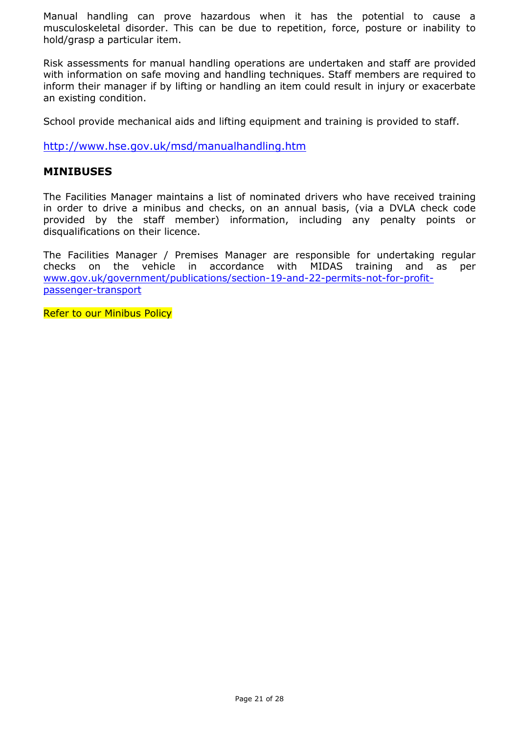Manual handling can prove hazardous when it has the potential to cause a musculoskeletal disorder. This can be due to repetition, force, posture or inability to hold/grasp a particular item.

Risk assessments for manual handling operations are undertaken and staff are provided with information on safe moving and handling techniques. Staff members are required to inform their manager if by lifting or handling an item could result in injury or exacerbate an existing condition.

School provide mechanical aids and lifting equipment and training is provided to staff.

[http://www.hse.gov.uk/msd/manualhandling.htm](http://www.hse.gov.uk/msd/manualhandling.htm)

## MINIBUSES

The Facilities Manager maintains a list of nominated drivers who have received training in order to drive a minibus and checks, on an annual basis, (via a DVLA check code provided by the staff member) information, including any penalty points or disqualifications on their licence.

The Facilities Manager / Premises Manager are responsible for undertaking regular checks on the vehicle in accordance with MIDAS training and as per [www.gov.uk/government/publications/section-19-and-22-permits-not-for-profit-passenger-transport](www.gov.uk/government/publications/section-19-and-22-permits-not-for-profit-passenger-transport)

Refer to our Minibus Policy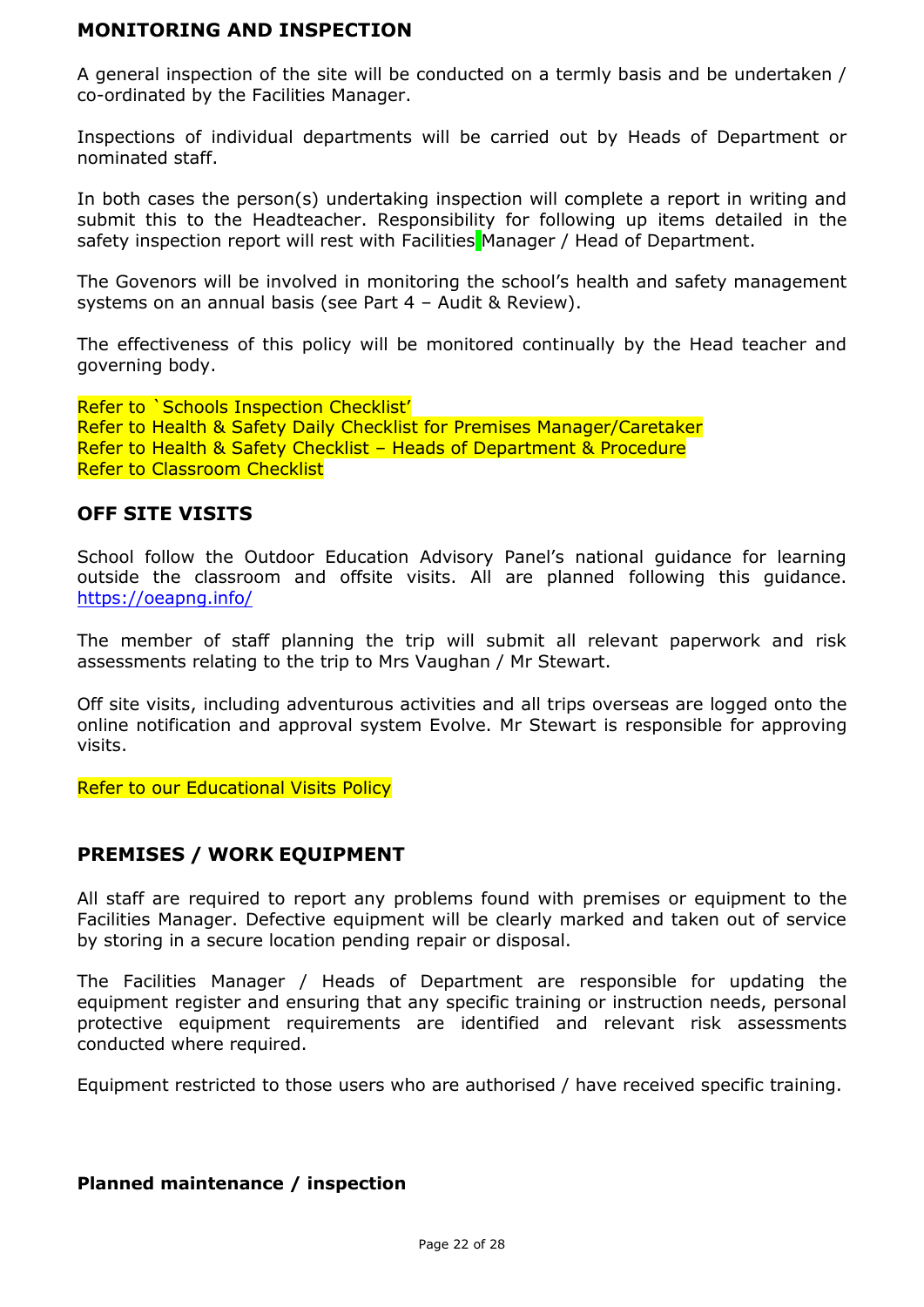## MONITORING AND INSPECTION

A general inspection of the site will be conducted on a termly basis and be undertaken / co-ordinated by the Facilities Manager.

Inspections of individual departments will be carried out by Heads of Department or nominated staff.

In both cases the person(s) undertaking inspection will complete a report in writing and submit this to the Headteacher. Responsibility for following up items detailed in the safety inspection report will rest with Facilities Manager / Head of Department.

The Govenors will be involved in monitoring the school's health and safety management systems on an annual basis (see Part 4 – Audit & Review).

The effectiveness of this policy will be monitored continually by the Head teacher and governing body.

Refer to `Schools Inspection Checklist'
Refer to Health & Safety Daily Checklist for Premises Manager/Caretaker
Refer to Health & Safety Checklist – Heads of Department & Procedure
Refer to Classroom Checklist

## OFF SITE VISITS

School follow the Outdoor Education Advisory Panel's national guidance for learning outside the classroom and offsite visits. All are planned following this guidance. https://oeapng.info/

The member of staff planning the trip will submit all relevant paperwork and risk assessments relating to the trip to Mrs Vaughan / Mr Stewart.

Off site visits, including adventurous activities and all trips overseas are logged onto the online notification and approval system Evolve. Mr Stewart is responsible for approving visits.

Refer to our Educational Visits Policy

## PREMISES / WORK EQUIPMENT

All staff are required to report any problems found with premises or equipment to the Facilities Manager. Defective equipment will be clearly marked and taken out of service by storing in a secure location pending repair or disposal.

The Facilities Manager / Heads of Department are responsible for updating the equipment register and ensuring that any specific training or instruction needs, personal protective equipment requirements are identified and relevant risk assessments conducted where required.

Equipment restricted to those users who are authorised / have received specific training.

**Planned maintenance / inspection**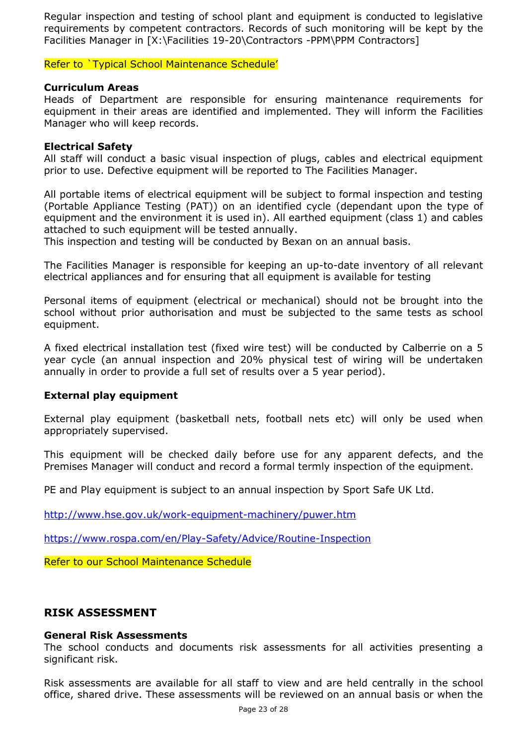Regular inspection and testing of school plant and equipment is conducted to legislative requirements by competent contractors. Records of such monitoring will be kept by the Facilities Manager in [X:\Facilities 19-20\Contractors -PPM\PPM Contractors]

Refer to `Typical School Maintenance Schedule'

**Curriculum Areas**
Heads of Department are responsible for ensuring maintenance requirements for equipment in their areas are identified and implemented. They will inform the Facilities Manager who will keep records.

**Electrical Safety**
All staff will conduct a basic visual inspection of plugs, cables and electrical equipment prior to use. Defective equipment will be reported to The Facilities Manager.

All portable items of electrical equipment will be subject to formal inspection and testing (Portable Appliance Testing (PAT)) on an identified cycle (dependant upon the type of equipment and the environment it is used in). All earthed equipment (class 1) and cables attached to such equipment will be tested annually.
This inspection and testing will be conducted by Bexan on an annual basis.

The Facilities Manager is responsible for keeping an up-to-date inventory of all relevant electrical appliances and for ensuring that all equipment is available for testing

Personal items of equipment (electrical or mechanical) should not be brought into the school without prior authorisation and must be subjected to the same tests as school equipment.

A fixed electrical installation test (fixed wire test) will be conducted by Calberrie on a 5 year cycle (an annual inspection and 20% physical test of wiring will be undertaken annually in order to provide a full set of results over a 5 year period).

**External play equipment**

External play equipment (basketball nets, football nets etc) will only be used when appropriately supervised.

This equipment will be checked daily before use for any apparent defects, and the Premises Manager will conduct and record a formal termly inspection of the equipment.

PE and Play equipment is subject to an annual inspection by Sport Safe UK Ltd.

http://www.hse.gov.uk/work-equipment-machinery/puwer.htm

https://www.rospa.com/en/Play-Safety/Advice/Routine-Inspection

Refer to our School Maintenance Schedule

## RISK ASSESSMENT

**General Risk Assessments**
The school conducts and documents risk assessments for all activities presenting a significant risk.

Risk assessments are available for all staff to view and are held centrally in the school office, shared drive. These assessments will be reviewed on an annual basis or when the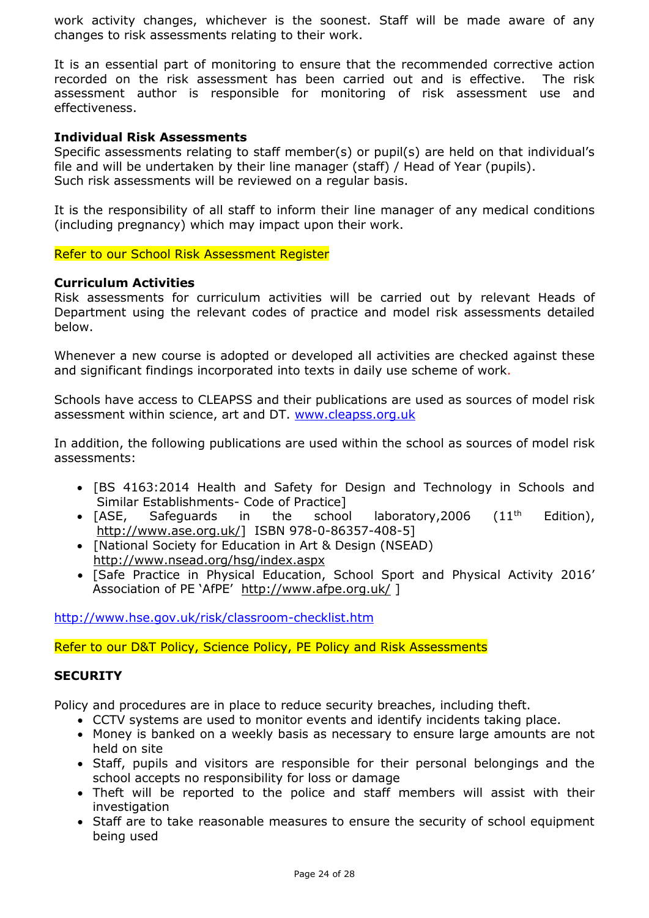work activity changes, whichever is the soonest. Staff will be made aware of any changes to risk assessments relating to their work.

It is an essential part of monitoring to ensure that the recommended corrective action recorded on the risk assessment has been carried out and is effective. The risk assessment author is responsible for monitoring of risk assessment use and effectiveness.

**Individual Risk Assessments**
Specific assessments relating to staff member(s) or pupil(s) are held on that individual's file and will be undertaken by their line manager (staff) / Head of Year (pupils).
Such risk assessments will be reviewed on a regular basis.

It is the responsibility of all staff to inform their line manager of any medical conditions (including pregnancy) which may impact upon their work.

Refer to our School Risk Assessment Register

**Curriculum Activities**
Risk assessments for curriculum activities will be carried out by relevant Heads of Department using the relevant codes of practice and model risk assessments detailed below.

Whenever a new course is adopted or developed all activities are checked against these and significant findings incorporated into texts in daily use scheme of work.

Schools have access to CLEAPSS and their publications are used as sources of model risk assessment within science, art and DT. www.cleapss.org.uk

In addition, the following publications are used within the school as sources of model risk assessments:

- [BS 4163:2014 Health and Safety for Design and Technology in Schools and Similar Establishments- Code of Practice]
- [ASE, Safeguards in the school laboratory,2006 (11th Edition), http://www.ase.org.uk/] ISBN 978-0-86357-408-5]
- [National Society for Education in Art & Design (NSEAD) http://www.nsead.org/hsg/index.aspx
- [Safe Practice in Physical Education, School Sport and Physical Activity 2016' Association of PE 'AfPE' http://www.afpe.org.uk/ ]

http://www.hse.gov.uk/risk/classroom-checklist.htm

Refer to our D&T Policy, Science Policy, PE Policy and Risk Assessments

## SECURITY

Policy and procedures are in place to reduce security breaches, including theft.

- CCTV systems are used to monitor events and identify incidents taking place.
- Money is banked on a weekly basis as necessary to ensure large amounts are not held on site
- Staff, pupils and visitors are responsible for their personal belongings and the school accepts no responsibility for loss or damage
- Theft will be reported to the police and staff members will assist with their investigation
- Staff are to take reasonable measures to ensure the security of school equipment being used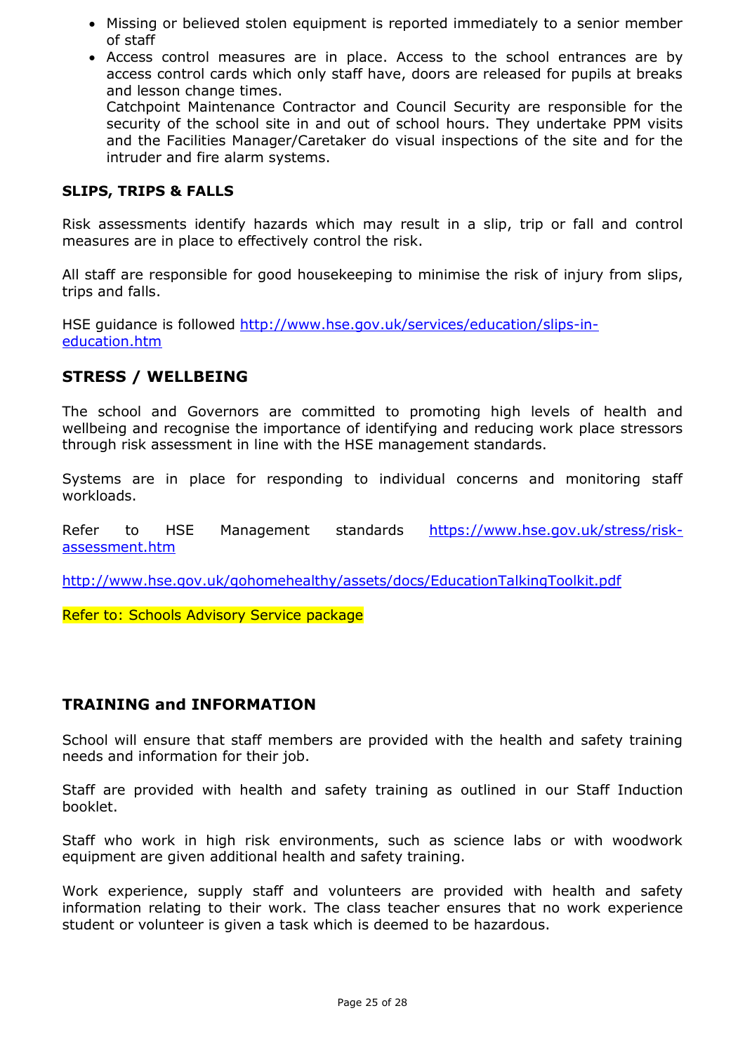- Missing or believed stolen equipment is reported immediately to a senior member of staff
- Access control measures are in place. Access to the school entrances are by access control cards which only staff have, doors are released for pupils at breaks and lesson change times.
  Catchpoint Maintenance Contractor and Council Security are responsible for the security of the school site in and out of school hours. They undertake PPM visits and the Facilities Manager/Caretaker do visual inspections of the site and for the intruder and fire alarm systems.

### SLIPS, TRIPS & FALLS

Risk assessments identify hazards which may result in a slip, trip or fall and control measures are in place to effectively control the risk.

All staff are responsible for good housekeeping to minimise the risk of injury from slips, trips and falls.

HSE guidance is followed [http://www.hse.gov.uk/services/education/slips-in-education.htm](http://www.hse.gov.uk/services/education/slips-in-education.htm)

## STRESS / WELLBEING

The school and Governors are committed to promoting high levels of health and wellbeing and recognise the importance of identifying and reducing work place stressors through risk assessment in line with the HSE management standards.

Systems are in place for responding to individual concerns and monitoring staff workloads.

Refer to HSE Management standards [https://www.hse.gov.uk/stress/risk-assessment.htm](https://www.hse.gov.uk/stress/risk-assessment.htm)

[http://www.hse.gov.uk/gohomehealthy/assets/docs/EducationTalkingToolkit.pdf](http://www.hse.gov.uk/gohomehealthy/assets/docs/EducationTalkingToolkit.pdf)

Refer to: Schools Advisory Service package

## TRAINING and INFORMATION

School will ensure that staff members are provided with the health and safety training needs and information for their job.

Staff are provided with health and safety training as outlined in our Staff Induction booklet.

Staff who work in high risk environments, such as science labs or with woodwork equipment are given additional health and safety training.

Work experience, supply staff and volunteers are provided with health and safety information relating to their work. The class teacher ensures that no work experience student or volunteer is given a task which is deemed to be hazardous.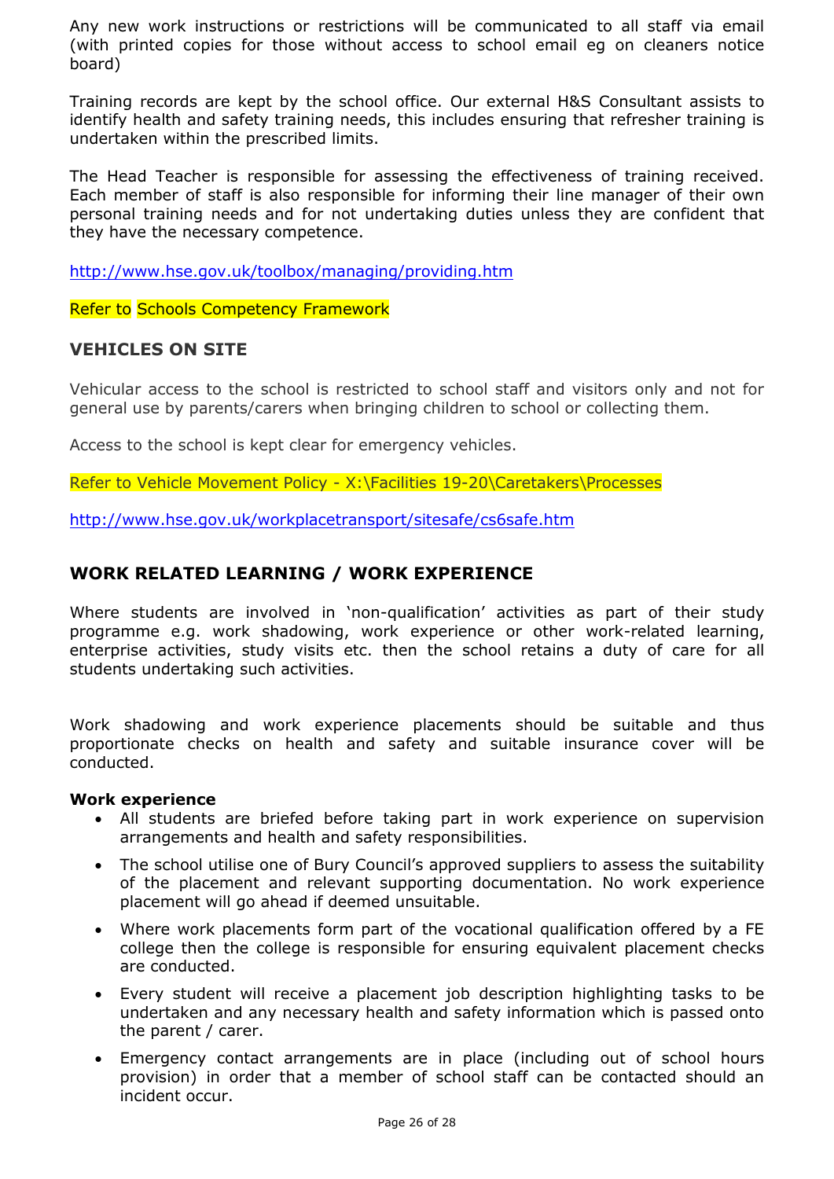Any new work instructions or restrictions will be communicated to all staff via email (with printed copies for those without access to school email eg on cleaners notice board)

Training records are kept by the school office. Our external H&S Consultant assists to identify health and safety training needs, this includes ensuring that refresher training is undertaken within the prescribed limits.

The Head Teacher is responsible for assessing the effectiveness of training received. Each member of staff is also responsible for informing their line manager of their own personal training needs and for not undertaking duties unless they are confident that they have the necessary competence.

http://www.hse.gov.uk/toolbox/managing/providing.htm

Refer to Schools Competency Framework

## VEHICLES ON SITE

Vehicular access to the school is restricted to school staff and visitors only and not for general use by parents/carers when bringing children to school or collecting them.

Access to the school is kept clear for emergency vehicles.

Refer to Vehicle Movement Policy - X:\Facilities 19-20\Caretakers\Processes

http://www.hse.gov.uk/workplacetransport/sitesafe/cs6safe.htm

## WORK RELATED LEARNING / WORK EXPERIENCE

Where students are involved in 'non-qualification' activities as part of their study programme e.g. work shadowing, work experience or other work-related learning, enterprise activities, study visits etc. then the school retains a duty of care for all students undertaking such activities.

Work shadowing and work experience placements should be suitable and thus proportionate checks on health and safety and suitable insurance cover will be conducted.

**Work experience**

- All students are briefed before taking part in work experience on supervision arrangements and health and safety responsibilities.
- The school utilise one of Bury Council's approved suppliers to assess the suitability of the placement and relevant supporting documentation. No work experience placement will go ahead if deemed unsuitable.
- Where work placements form part of the vocational qualification offered by a FE college then the college is responsible for ensuring equivalent placement checks are conducted.
- Every student will receive a placement job description highlighting tasks to be undertaken and any necessary health and safety information which is passed onto the parent / carer.
- Emergency contact arrangements are in place (including out of school hours provision) in order that a member of school staff can be contacted should an incident occur.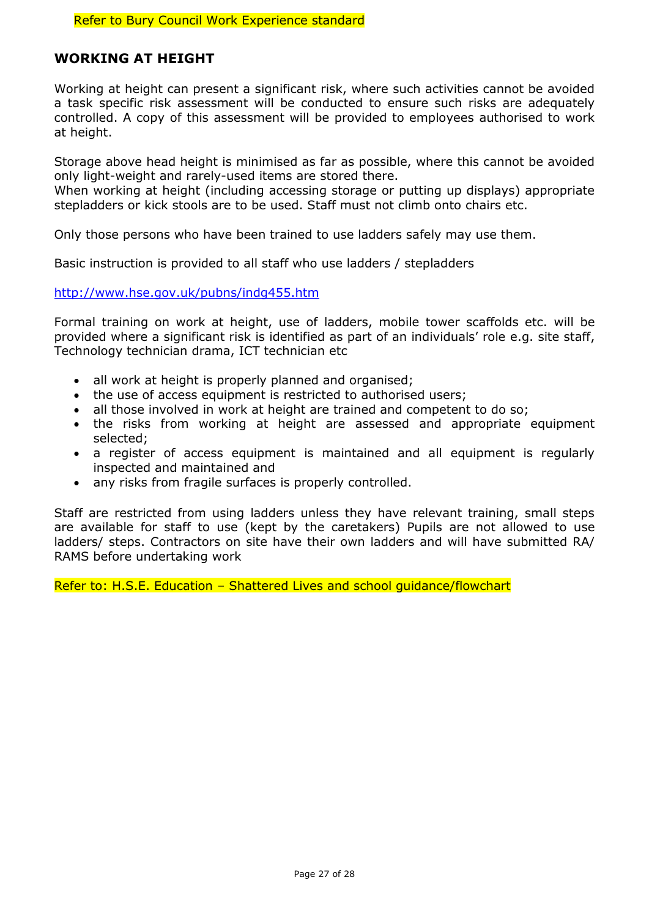Refer to Bury Council Work Experience standard

## WORKING AT HEIGHT

Working at height can present a significant risk, where such activities cannot be avoided a task specific risk assessment will be conducted to ensure such risks are adequately controlled. A copy of this assessment will be provided to employees authorised to work at height.

Storage above head height is minimised as far as possible, where this cannot be avoided only light-weight and rarely-used items are stored there.
When working at height (including accessing storage or putting up displays) appropriate stepladders or kick stools are to be used. Staff must not climb onto chairs etc.

Only those persons who have been trained to use ladders safely may use them.

Basic instruction is provided to all staff who use ladders / stepladders

http://www.hse.gov.uk/pubns/indg455.htm

Formal training on work at height, use of ladders, mobile tower scaffolds etc. will be provided where a significant risk is identified as part of an individuals' role e.g. site staff, Technology technician drama, ICT technician etc

- all work at height is properly planned and organised;
- the use of access equipment is restricted to authorised users;
- all those involved in work at height are trained and competent to do so;
- the risks from working at height are assessed and appropriate equipment selected;
- a register of access equipment is maintained and all equipment is regularly inspected and maintained and
- any risks from fragile surfaces is properly controlled.

Staff are restricted from using ladders unless they have relevant training, small steps are available for staff to use (kept by the caretakers) Pupils are not allowed to use ladders/ steps. Contractors on site have their own ladders and will have submitted RA/ RAMS before undertaking work

Refer to: H.S.E. Education – Shattered Lives and school guidance/flowchart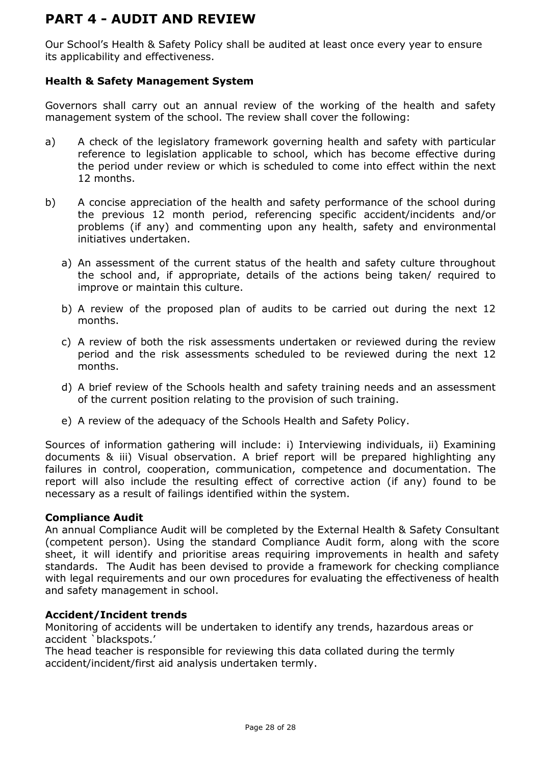# PART 4 - AUDIT AND REVIEW

Our School's Health & Safety Policy shall be audited at least once every year to ensure its applicability and effectiveness.

### Health & Safety Management System

Governors shall carry out an annual review of the working of the health and safety management system of the school. The review shall cover the following:

a) A check of the legislatory framework governing health and safety with particular reference to legislation applicable to school, which has become effective during the period under review or which is scheduled to come into effect within the next 12 months.

b) A concise appreciation of the health and safety performance of the school during the previous 12 month period, referencing specific accident/incidents and/or problems (if any) and commenting upon any health, safety and environmental initiatives undertaken.

   a) An assessment of the current status of the health and safety culture throughout the school and, if appropriate, details of the actions being taken/ required to improve or maintain this culture.

   b) A review of the proposed plan of audits to be carried out during the next 12 months.

   c) A review of both the risk assessments undertaken or reviewed during the review period and the risk assessments scheduled to be reviewed during the next 12 months.

   d) A brief review of the Schools health and safety training needs and an assessment of the current position relating to the provision of such training.

   e) A review of the adequacy of the Schools Health and Safety Policy.

Sources of information gathering will include: i) Interviewing individuals, ii) Examining documents & iii) Visual observation. A brief report will be prepared highlighting any failures in control, cooperation, communication, competence and documentation. The report will also include the resulting effect of corrective action (if any) found to be necessary as a result of failings identified within the system.

### Compliance Audit

An annual Compliance Audit will be completed by the External Health & Safety Consultant (competent person). Using the standard Compliance Audit form, along with the score sheet, it will identify and prioritise areas requiring improvements in health and safety standards. The Audit has been devised to provide a framework for checking compliance with legal requirements and our own procedures for evaluating the effectiveness of health and safety management in school.

### Accident/Incident trends

Monitoring of accidents will be undertaken to identify any trends, hazardous areas or accident `blackspots.'
The head teacher is responsible for reviewing this data collated during the termly accident/incident/first aid analysis undertaken termly.